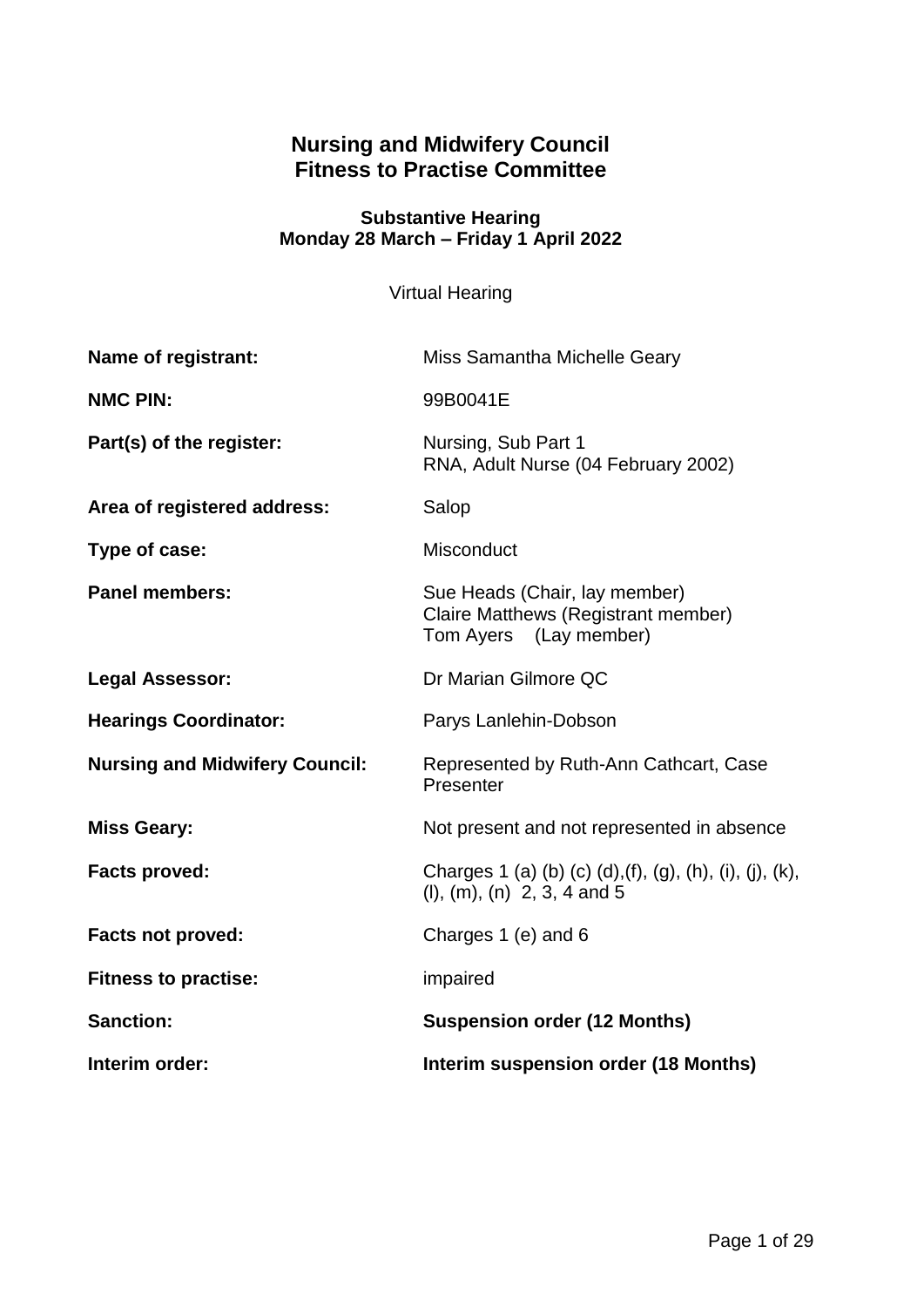# Nursing and Midwifery Council
# Fitness to Practise Committee

**Substantive Hearing**
**Monday 28 March – Friday 1 April 2022**

Virtual Hearing

| | |
|---|---|
| **Name of registrant:** | Miss Samantha Michelle Geary |
| **NMC PIN:** | 99B0041E |
| **Part(s) of the register:** | Nursing, Sub Part 1<br>RNA, Adult Nurse (04 February 2002) |
| **Area of registered address:** | Salop |
| **Type of case:** | Misconduct |
| **Panel members:** | Sue Heads (Chair, lay member)<br>Claire Matthews (Registrant member)<br>Tom Ayers (Lay member) |
| **Legal Assessor:** | Dr Marian Gilmore QC |
| **Hearings Coordinator:** | Parys Lanlehin-Dobson |
| **Nursing and Midwifery Council:** | Represented by Ruth-Ann Cathcart, Case Presenter |
| **Miss Geary:** | Not present and not represented in absence |
| **Facts proved:** | Charges 1 (a) (b) (c) (d),(f), (g), (h), (i), (j), (k), (l), (m), (n) 2, 3, 4 and 5 |
| **Facts not proved:** | Charges 1 (e) and 6 |
| **Fitness to practise:** | impaired |
| **Sanction:** | **Suspension order (12 Months)** |
| **Interim order:** | **Interim suspension order (18 Months)** |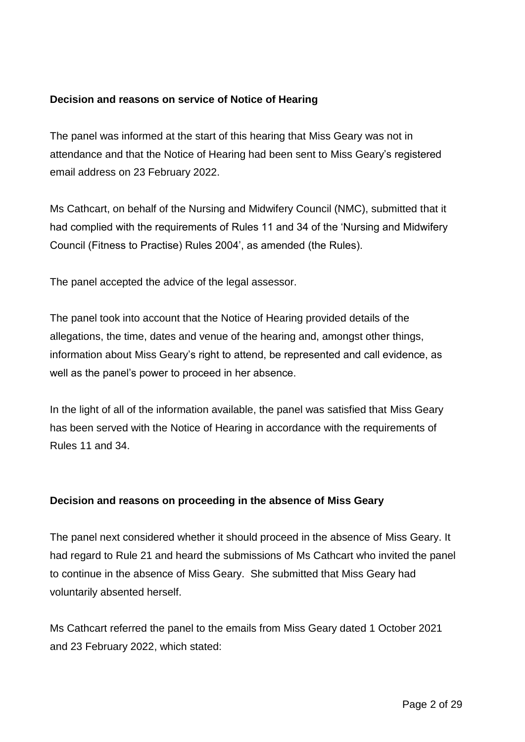**Decision and reasons on service of Notice of Hearing**

The panel was informed at the start of this hearing that Miss Geary was not in attendance and that the Notice of Hearing had been sent to Miss Geary's registered email address on 23 February 2022.

Ms Cathcart, on behalf of the Nursing and Midwifery Council (NMC), submitted that it had complied with the requirements of Rules 11 and 34 of the 'Nursing and Midwifery Council (Fitness to Practise) Rules 2004', as amended (the Rules).

The panel accepted the advice of the legal assessor.

The panel took into account that the Notice of Hearing provided details of the allegations, the time, dates and venue of the hearing and, amongst other things, information about Miss Geary's right to attend, be represented and call evidence, as well as the panel's power to proceed in her absence.

In the light of all of the information available, the panel was satisfied that Miss Geary has been served with the Notice of Hearing in accordance with the requirements of Rules 11 and 34.

**Decision and reasons on proceeding in the absence of Miss Geary**

The panel next considered whether it should proceed in the absence of Miss Geary. It had regard to Rule 21 and heard the submissions of Ms Cathcart who invited the panel to continue in the absence of Miss Geary. She submitted that Miss Geary had voluntarily absented herself.

Ms Cathcart referred the panel to the emails from Miss Geary dated 1 October 2021 and 23 February 2022, which stated: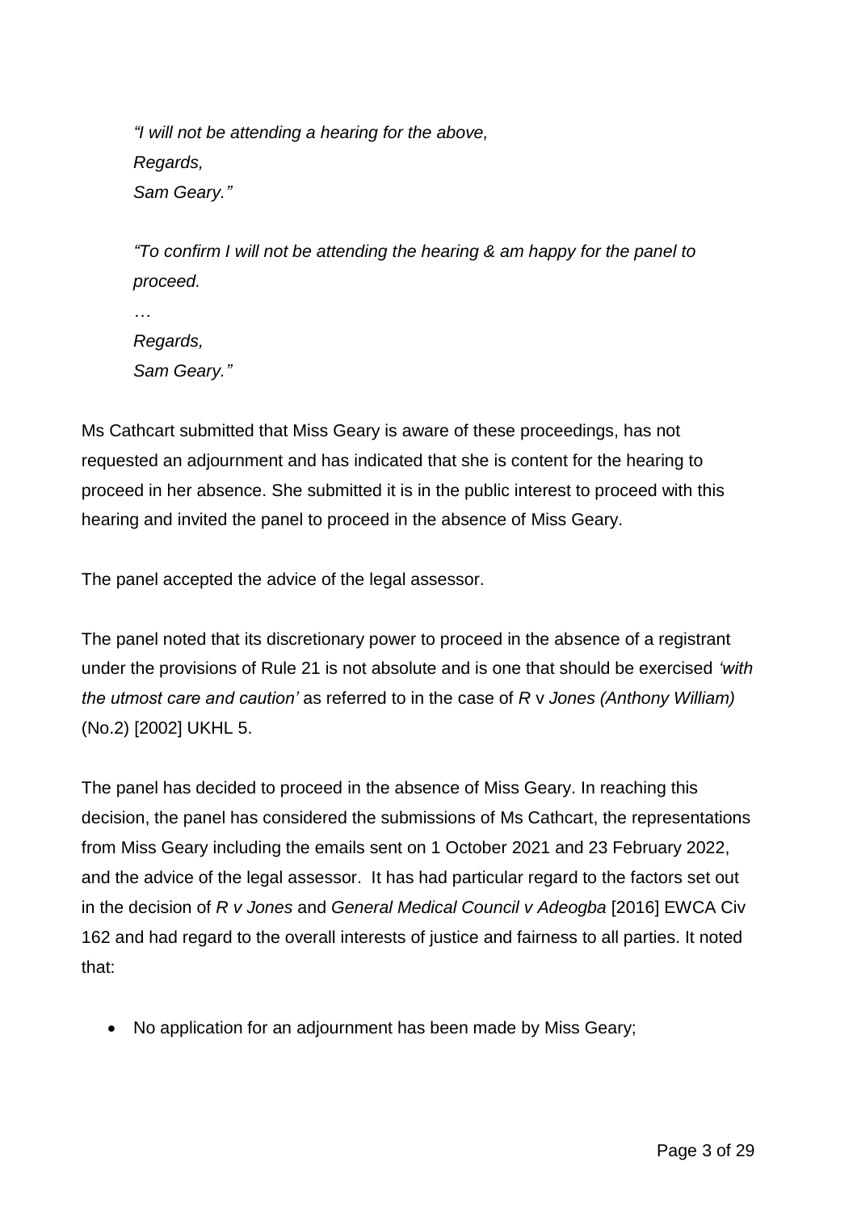> *"I will not be attending a hearing for the above,*
> *Regards,*
> *Sam Geary."*

> *"To confirm I will not be attending the hearing & am happy for the panel to proceed.*
> *…*
> *Regards,*
> *Sam Geary."*

Ms Cathcart submitted that Miss Geary is aware of these proceedings, has not requested an adjournment and has indicated that she is content for the hearing to proceed in her absence. She submitted it is in the public interest to proceed with this hearing and invited the panel to proceed in the absence of Miss Geary.

The panel accepted the advice of the legal assessor.

The panel noted that its discretionary power to proceed in the absence of a registrant under the provisions of Rule 21 is not absolute and is one that should be exercised *'with the utmost care and caution'* as referred to in the case of *R* v *Jones (Anthony William)* (No.2) [2002] UKHL 5.

The panel has decided to proceed in the absence of Miss Geary. In reaching this decision, the panel has considered the submissions of Ms Cathcart, the representations from Miss Geary including the emails sent on 1 October 2021 and 23 February 2022, and the advice of the legal assessor. It has had particular regard to the factors set out in the decision of *R v Jones* and *General Medical Council v Adeogba* [2016] EWCA Civ 162 and had regard to the overall interests of justice and fairness to all parties. It noted that:

- No application for an adjournment has been made by Miss Geary;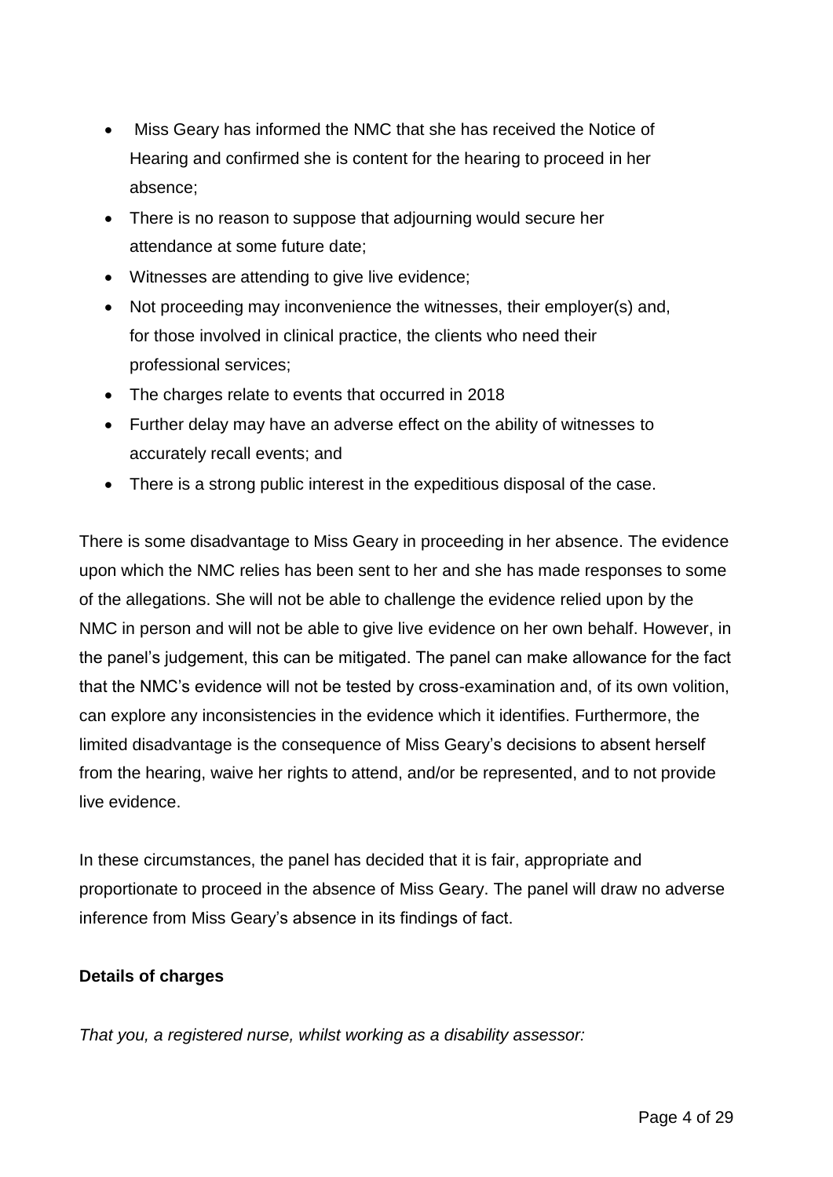- Miss Geary has informed the NMC that she has received the Notice of Hearing and confirmed she is content for the hearing to proceed in her absence;
- There is no reason to suppose that adjourning would secure her attendance at some future date;
- Witnesses are attending to give live evidence;
- Not proceeding may inconvenience the witnesses, their employer(s) and, for those involved in clinical practice, the clients who need their professional services;
- The charges relate to events that occurred in 2018
- Further delay may have an adverse effect on the ability of witnesses to accurately recall events; and
- There is a strong public interest in the expeditious disposal of the case.

There is some disadvantage to Miss Geary in proceeding in her absence. The evidence upon which the NMC relies has been sent to her and she has made responses to some of the allegations. She will not be able to challenge the evidence relied upon by the NMC in person and will not be able to give live evidence on her own behalf. However, in the panel's judgement, this can be mitigated. The panel can make allowance for the fact that the NMC's evidence will not be tested by cross-examination and, of its own volition, can explore any inconsistencies in the evidence which it identifies. Furthermore, the limited disadvantage is the consequence of Miss Geary's decisions to absent herself from the hearing, waive her rights to attend, and/or be represented, and to not provide live evidence.

In these circumstances, the panel has decided that it is fair, appropriate and proportionate to proceed in the absence of Miss Geary. The panel will draw no adverse inference from Miss Geary's absence in its findings of fact.

**Details of charges**

*That you, a registered nurse, whilst working as a disability assessor:*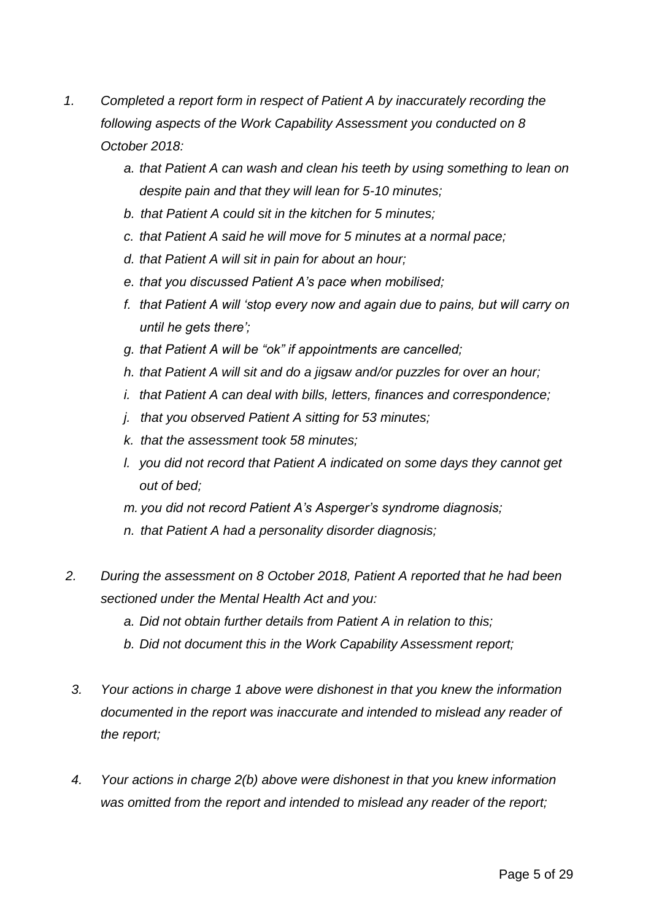1. *Completed a report form in respect of Patient A by inaccurately recording the following aspects of the Work Capability Assessment you conducted on 8 October 2018:*
    - a. *that Patient A can wash and clean his teeth by using something to lean on despite pain and that they will lean for 5-10 minutes;*
    - b. *that Patient A could sit in the kitchen for 5 minutes;*
    - c. *that Patient A said he will move for 5 minutes at a normal pace;*
    - d. *that Patient A will sit in pain for about an hour;*
    - e. *that you discussed Patient A's pace when mobilised;*
    - f. *that Patient A will 'stop every now and again due to pains, but will carry on until he gets there';*
    - g. *that Patient A will be "ok" if appointments are cancelled;*
    - h. *that Patient A will sit and do a jigsaw and/or puzzles for over an hour;*
    - i. *that Patient A can deal with bills, letters, finances and correspondence;*
    - j. *that you observed Patient A sitting for 53 minutes;*
    - k. *that the assessment took 58 minutes;*
    - l. *you did not record that Patient A indicated on some days they cannot get out of bed;*
    - m. *you did not record Patient A's Asperger's syndrome diagnosis;*
    - n. *that Patient A had a personality disorder diagnosis;*

2. *During the assessment on 8 October 2018, Patient A reported that he had been sectioned under the Mental Health Act and you:*
    - a. *Did not obtain further details from Patient A in relation to this;*
    - b. *Did not document this in the Work Capability Assessment report;*

3. *Your actions in charge 1 above were dishonest in that you knew the information documented in the report was inaccurate and intended to mislead any reader of the report;*

4. *Your actions in charge 2(b) above were dishonest in that you knew information was omitted from the report and intended to mislead any reader of the report;*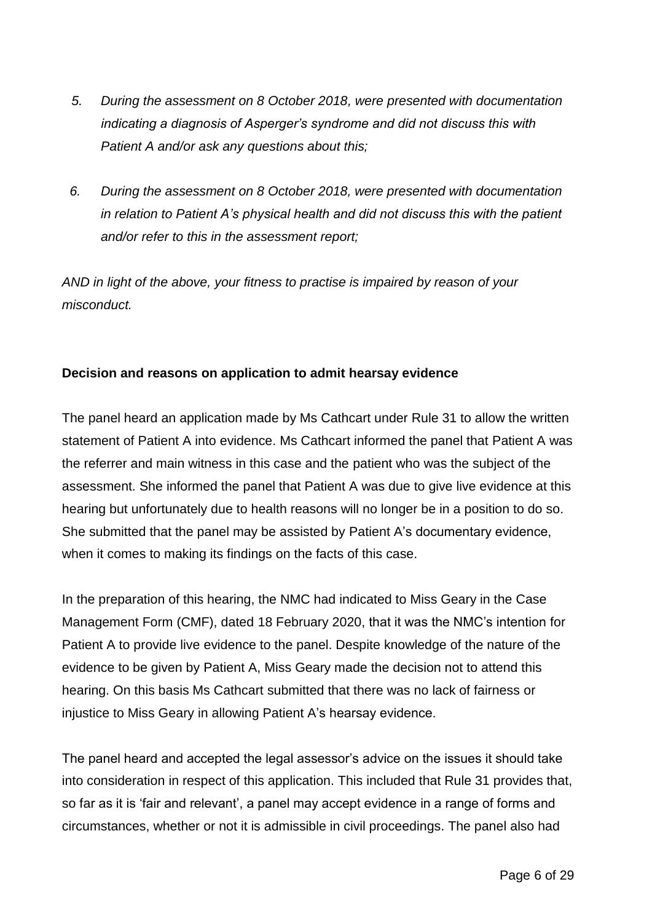5. *During the assessment on 8 October 2018, were presented with documentation indicating a diagnosis of Asperger's syndrome and did not discuss this with Patient A and/or ask any questions about this;*

6. *During the assessment on 8 October 2018, were presented with documentation in relation to Patient A's physical health and did not discuss this with the patient and/or refer to this in the assessment report;*

*AND in light of the above, your fitness to practise is impaired by reason of your misconduct.*

**Decision and reasons on application to admit hearsay evidence**

The panel heard an application made by Ms Cathcart under Rule 31 to allow the written statement of Patient A into evidence. Ms Cathcart informed the panel that Patient A was the referrer and main witness in this case and the patient who was the subject of the assessment. She informed the panel that Patient A was due to give live evidence at this hearing but unfortunately due to health reasons will no longer be in a position to do so. She submitted that the panel may be assisted by Patient A's documentary evidence, when it comes to making its findings on the facts of this case.

In the preparation of this hearing, the NMC had indicated to Miss Geary in the Case Management Form (CMF), dated 18 February 2020, that it was the NMC's intention for Patient A to provide live evidence to the panel. Despite knowledge of the nature of the evidence to be given by Patient A, Miss Geary made the decision not to attend this hearing. On this basis Ms Cathcart submitted that there was no lack of fairness or injustice to Miss Geary in allowing Patient A's hearsay evidence.

The panel heard and accepted the legal assessor's advice on the issues it should take into consideration in respect of this application. This included that Rule 31 provides that, so far as it is 'fair and relevant', a panel may accept evidence in a range of forms and circumstances, whether or not it is admissible in civil proceedings. The panel also had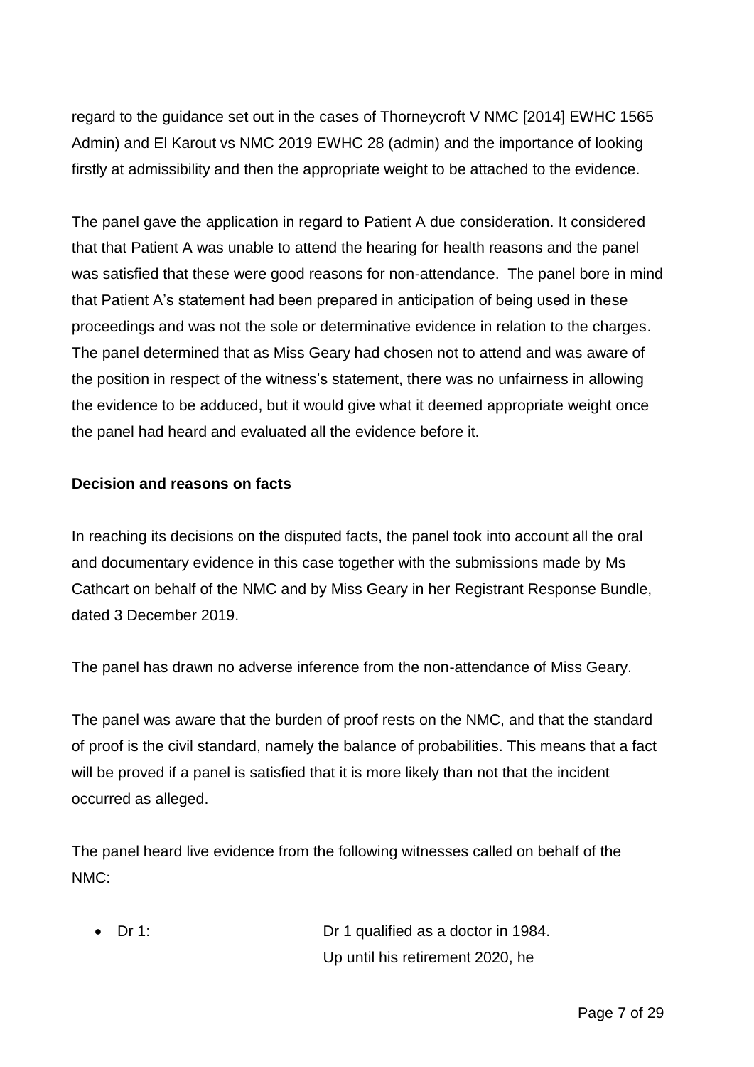regard to the guidance set out in the cases of Thorneycroft V NMC [2014] EWHC 1565 Admin) and El Karout vs NMC 2019 EWHC 28 (admin) and the importance of looking firstly at admissibility and then the appropriate weight to be attached to the evidence.

The panel gave the application in regard to Patient A due consideration. It considered that that Patient A was unable to attend the hearing for health reasons and the panel was satisfied that these were good reasons for non-attendance. The panel bore in mind that Patient A's statement had been prepared in anticipation of being used in these proceedings and was not the sole or determinative evidence in relation to the charges. The panel determined that as Miss Geary had chosen not to attend and was aware of the position in respect of the witness's statement, there was no unfairness in allowing the evidence to be adduced, but it would give what it deemed appropriate weight once the panel had heard and evaluated all the evidence before it.

**Decision and reasons on facts**

In reaching its decisions on the disputed facts, the panel took into account all the oral and documentary evidence in this case together with the submissions made by Ms Cathcart on behalf of the NMC and by Miss Geary in her Registrant Response Bundle, dated 3 December 2019.

The panel has drawn no adverse inference from the non-attendance of Miss Geary.

The panel was aware that the burden of proof rests on the NMC, and that the standard of proof is the civil standard, namely the balance of probabilities. This means that a fact will be proved if a panel is satisfied that it is more likely than not that the incident occurred as alleged.

The panel heard live evidence from the following witnesses called on behalf of the NMC:

- Dr 1: Dr 1 qualified as a doctor in 1984. Up until his retirement 2020, he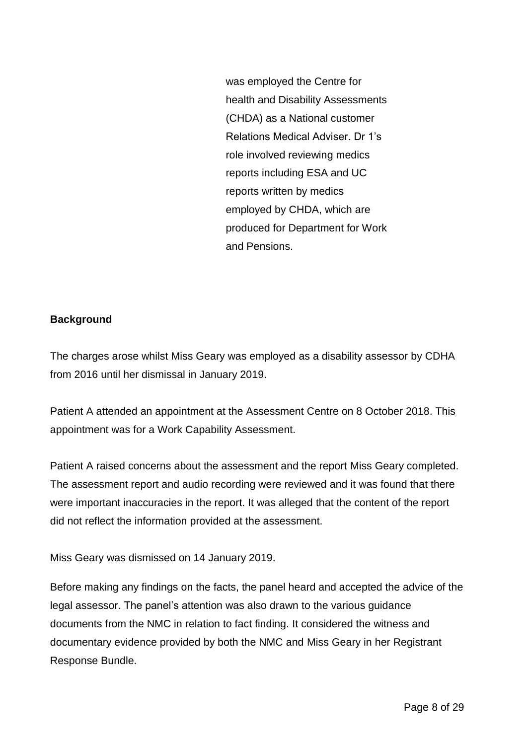was employed the Centre for health and Disability Assessments (CHDA) as a National customer Relations Medical Adviser. Dr 1's role involved reviewing medics reports including ESA and UC reports written by medics employed by CHDA, which are produced for Department for Work and Pensions.

**Background**

The charges arose whilst Miss Geary was employed as a disability assessor by CDHA from 2016 until her dismissal in January 2019.

Patient A attended an appointment at the Assessment Centre on 8 October 2018. This appointment was for a Work Capability Assessment.

Patient A raised concerns about the assessment and the report Miss Geary completed. The assessment report and audio recording were reviewed and it was found that there were important inaccuracies in the report. It was alleged that the content of the report did not reflect the information provided at the assessment.

Miss Geary was dismissed on 14 January 2019.

Before making any findings on the facts, the panel heard and accepted the advice of the legal assessor. The panel's attention was also drawn to the various guidance documents from the NMC in relation to fact finding. It considered the witness and documentary evidence provided by both the NMC and Miss Geary in her Registrant Response Bundle.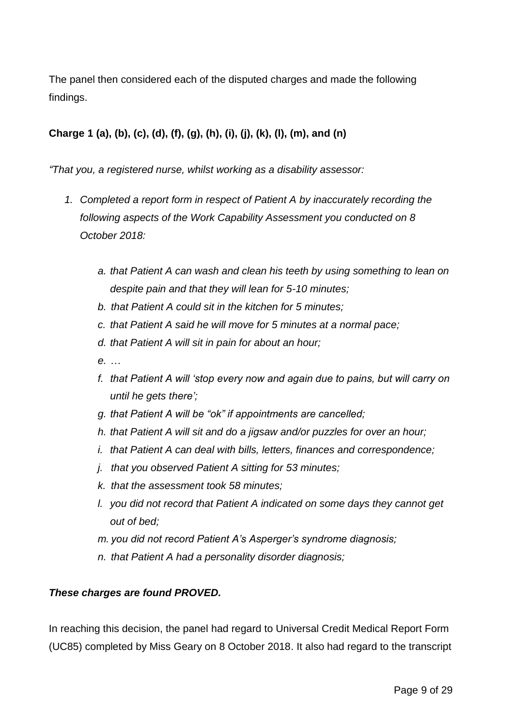The panel then considered each of the disputed charges and made the following findings.

**Charge 1 (a), (b), (c), (d), (f), (g), (h), (i), (j), (k), (l), (m), and (n)**

*"That you, a registered nurse, whilst working as a disability assessor:*

1. *Completed a report form in respect of Patient A by inaccurately recording the following aspects of the Work Capability Assessment you conducted on 8 October 2018:*

    a. *that Patient A can wash and clean his teeth by using something to lean on despite pain and that they will lean for 5-10 minutes;*

    b. *that Patient A could sit in the kitchen for 5 minutes;*

    c. *that Patient A said he will move for 5 minutes at a normal pace;*

    d. *that Patient A will sit in pain for about an hour;*

    e. *…*

    f. *that Patient A will 'stop every now and again due to pains, but will carry on until he gets there';*

    g. *that Patient A will be "ok" if appointments are cancelled;*

    h. *that Patient A will sit and do a jigsaw and/or puzzles for over an hour;*

    i. *that Patient A can deal with bills, letters, finances and correspondence;*

    j. *that you observed Patient A sitting for 53 minutes;*

    k. *that the assessment took 58 minutes;*

    l. *you did not record that Patient A indicated on some days they cannot get out of bed;*

    m. *you did not record Patient A's Asperger's syndrome diagnosis;*

    n. *that Patient A had a personality disorder diagnosis;*

***These charges are found PROVED.***

In reaching this decision, the panel had regard to Universal Credit Medical Report Form (UC85) completed by Miss Geary on 8 October 2018. It also had regard to the transcript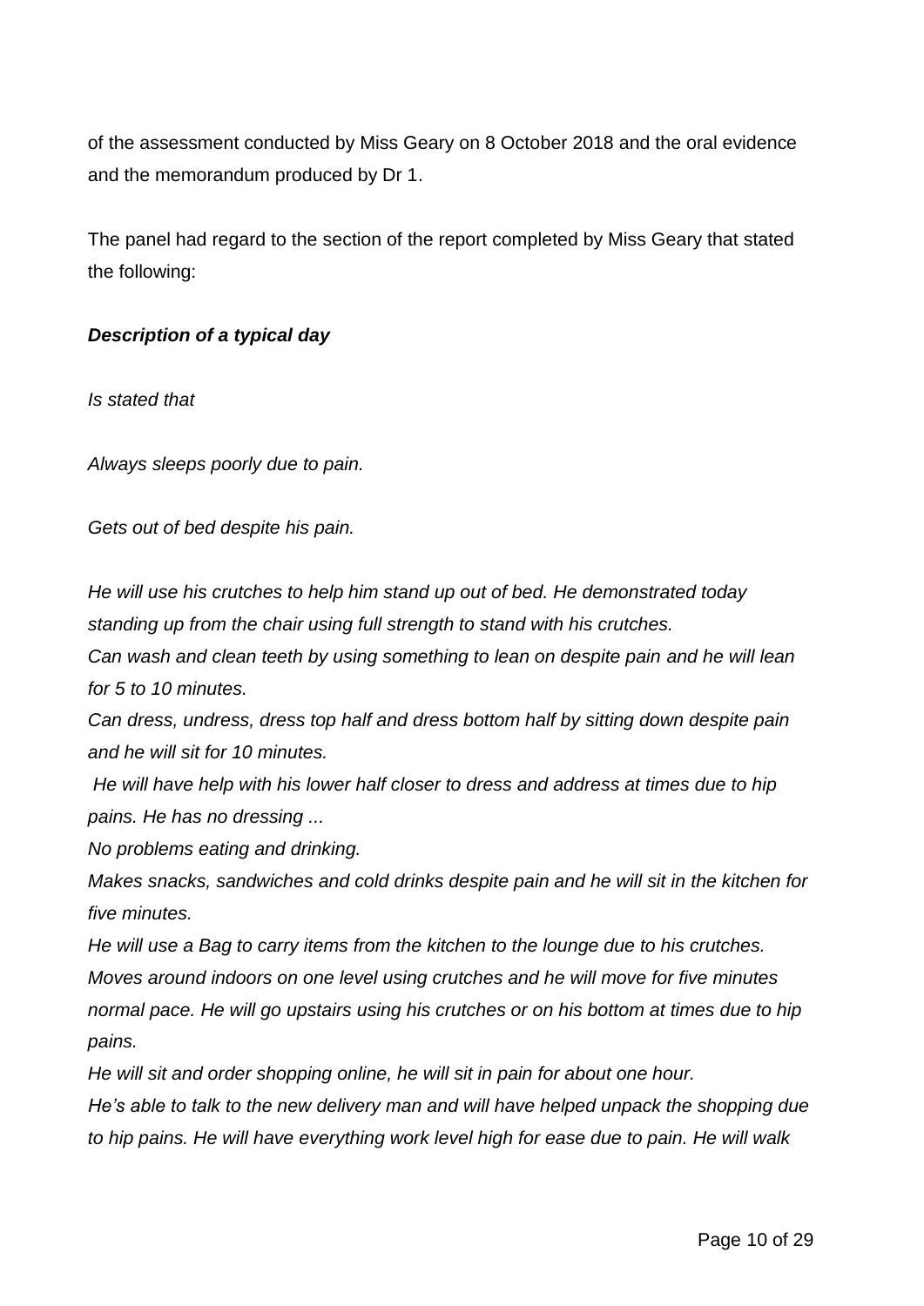of the assessment conducted by Miss Geary on 8 October 2018 and the oral evidence and the memorandum produced by Dr 1.

The panel had regard to the section of the report completed by Miss Geary that stated the following:

***Description of a typical day***

*Is stated that*

*Always sleeps poorly due to pain.*

*Gets out of bed despite his pain.*

*He will use his crutches to help him stand up out of bed. He demonstrated today standing up from the chair using full strength to stand with his crutches.*
*Can wash and clean teeth by using something to lean on despite pain and he will lean for 5 to 10 minutes.*
*Can dress, undress, dress top half and dress bottom half by sitting down despite pain and he will sit for 10 minutes.*
*He will have help with his lower half closer to dress and address at times due to hip pains. He has no dressing ...*
*No problems eating and drinking.*
*Makes snacks, sandwiches and cold drinks despite pain and he will sit in the kitchen for five minutes.*
*He will use a Bag to carry items from the kitchen to the lounge due to his crutches.*
*Moves around indoors on one level using crutches and he will move for five minutes normal pace. He will go upstairs using his crutches or on his bottom at times due to hip pains.*
*He will sit and order shopping online, he will sit in pain for about one hour.*
*He's able to talk to the new delivery man and will have helped unpack the shopping due to hip pains. He will have everything work level high for ease due to pain. He will walk*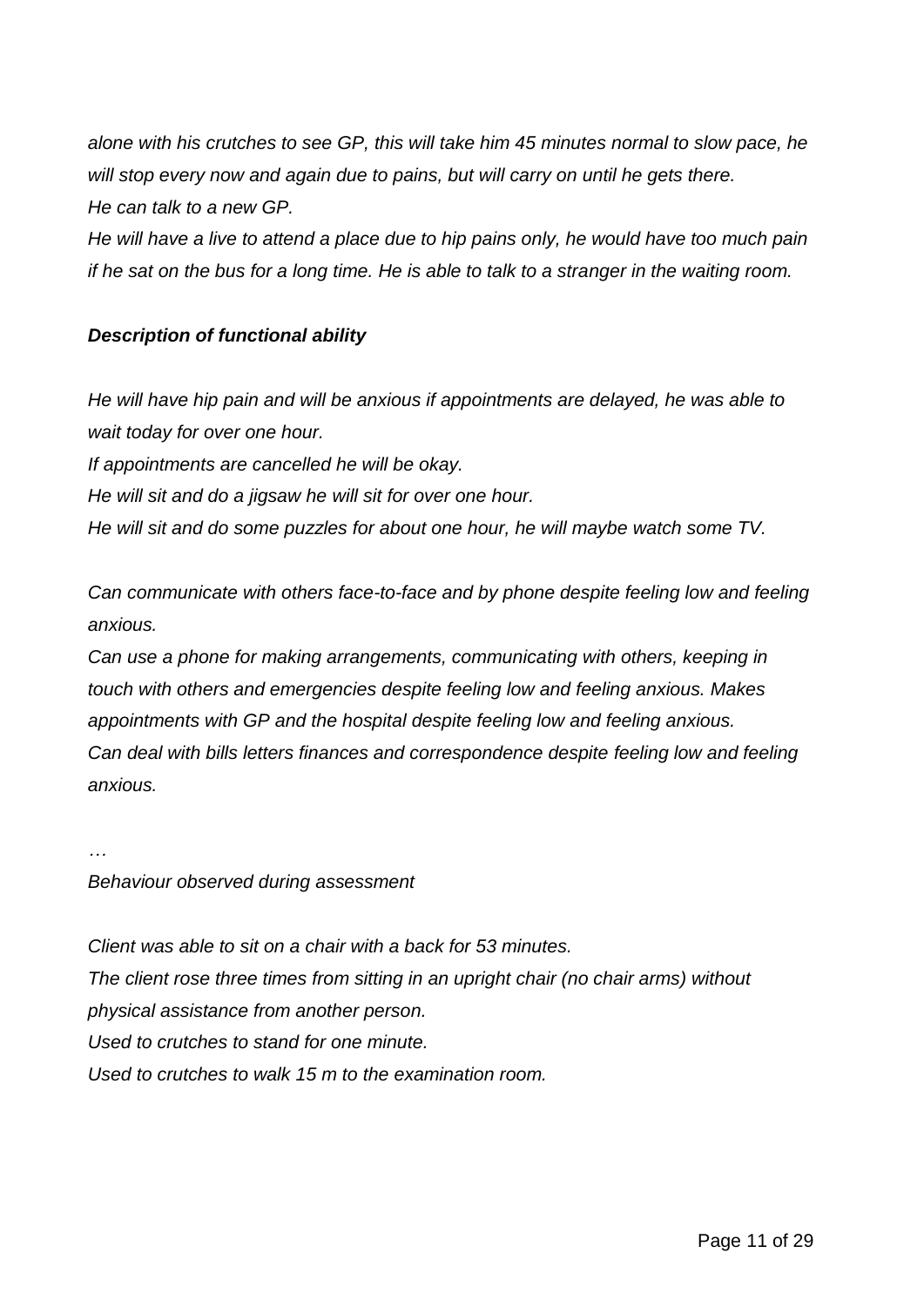*alone with his crutches to see GP, this will take him 45 minutes normal to slow pace, he will stop every now and again due to pains, but will carry on until he gets there.*
*He can talk to a new GP.*
*He will have a live to attend a place due to hip pains only, he would have too much pain if he sat on the bus for a long time. He is able to talk to a stranger in the waiting room.*

***Description of functional ability***

*He will have hip pain and will be anxious if appointments are delayed, he was able to wait today for over one hour.*
*If appointments are cancelled he will be okay.*
*He will sit and do a jigsaw he will sit for over one hour.*
*He will sit and do some puzzles for about one hour, he will maybe watch some TV.*

*Can communicate with others face-to-face and by phone despite feeling low and feeling anxious.*
*Can use a phone for making arrangements, communicating with others, keeping in touch with others and emergencies despite feeling low and feeling anxious. Makes appointments with GP and the hospital despite feeling low and feeling anxious.*
*Can deal with bills letters finances and correspondence despite feeling low and feeling anxious.*

*…*
*Behaviour observed during assessment*

*Client was able to sit on a chair with a back for 53 minutes.*
*The client rose three times from sitting in an upright chair (no chair arms) without physical assistance from another person.*
*Used to crutches to stand for one minute.*
*Used to crutches to walk 15 m to the examination room.*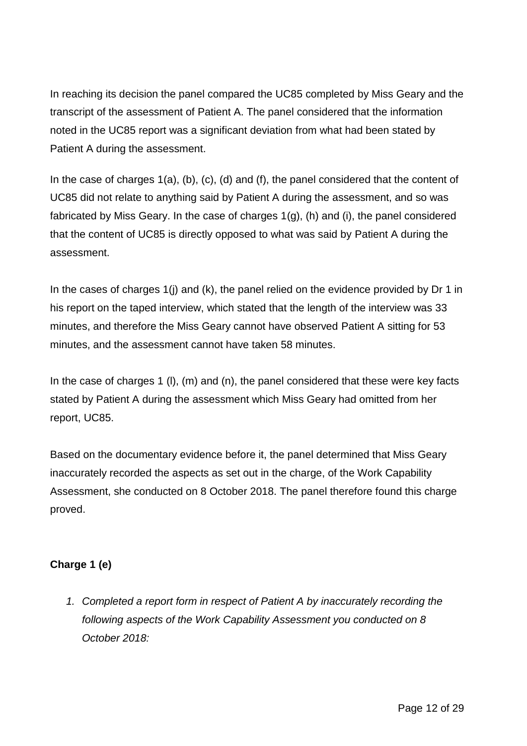In reaching its decision the panel compared the UC85 completed by Miss Geary and the transcript of the assessment of Patient A. The panel considered that the information noted in the UC85 report was a significant deviation from what had been stated by Patient A during the assessment.

In the case of charges 1(a), (b), (c), (d) and (f), the panel considered that the content of UC85 did not relate to anything said by Patient A during the assessment, and so was fabricated by Miss Geary. In the case of charges 1(g), (h) and (i), the panel considered that the content of UC85 is directly opposed to what was said by Patient A during the assessment.

In the cases of charges 1(j) and (k), the panel relied on the evidence provided by Dr 1 in his report on the taped interview, which stated that the length of the interview was 33 minutes, and therefore the Miss Geary cannot have observed Patient A sitting for 53 minutes, and the assessment cannot have taken 58 minutes.

In the case of charges 1 (l), (m) and (n), the panel considered that these were key facts stated by Patient A during the assessment which Miss Geary had omitted from her report, UC85.

Based on the documentary evidence before it, the panel determined that Miss Geary inaccurately recorded the aspects as set out in the charge, of the Work Capability Assessment, she conducted on 8 October 2018. The panel therefore found this charge proved.

**Charge 1 (e)**

1. *Completed a report form in respect of Patient A by inaccurately recording the following aspects of the Work Capability Assessment you conducted on 8 October 2018:*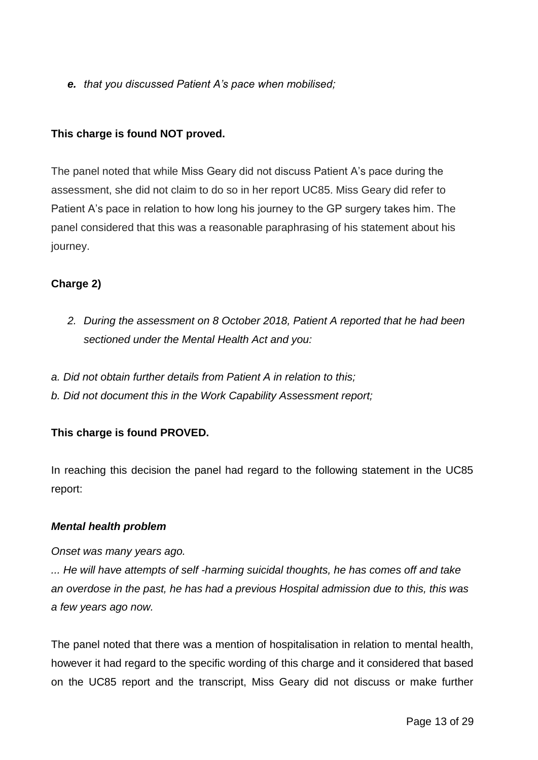*e. that you discussed Patient A's pace when mobilised;*

**This charge is found NOT proved.**

The panel noted that while Miss Geary did not discuss Patient A's pace during the assessment, she did not claim to do so in her report UC85. Miss Geary did refer to Patient A's pace in relation to how long his journey to the GP surgery takes him. The panel considered that this was a reasonable paraphrasing of his statement about his journey.

**Charge 2)**

*2. During the assessment on 8 October 2018, Patient A reported that he had been sectioned under the Mental Health Act and you:*

*a. Did not obtain further details from Patient A in relation to this;*
*b. Did not document this in the Work Capability Assessment report;*

**This charge is found PROVED.**

In reaching this decision the panel had regard to the following statement in the UC85 report:

***Mental health problem***

*Onset was many years ago.*
*... He will have attempts of self -harming suicidal thoughts, he has comes off and take an overdose in the past, he has had a previous Hospital admission due to this, this was a few years ago now.*

The panel noted that there was a mention of hospitalisation in relation to mental health, however it had regard to the specific wording of this charge and it considered that based on the UC85 report and the transcript, Miss Geary did not discuss or make further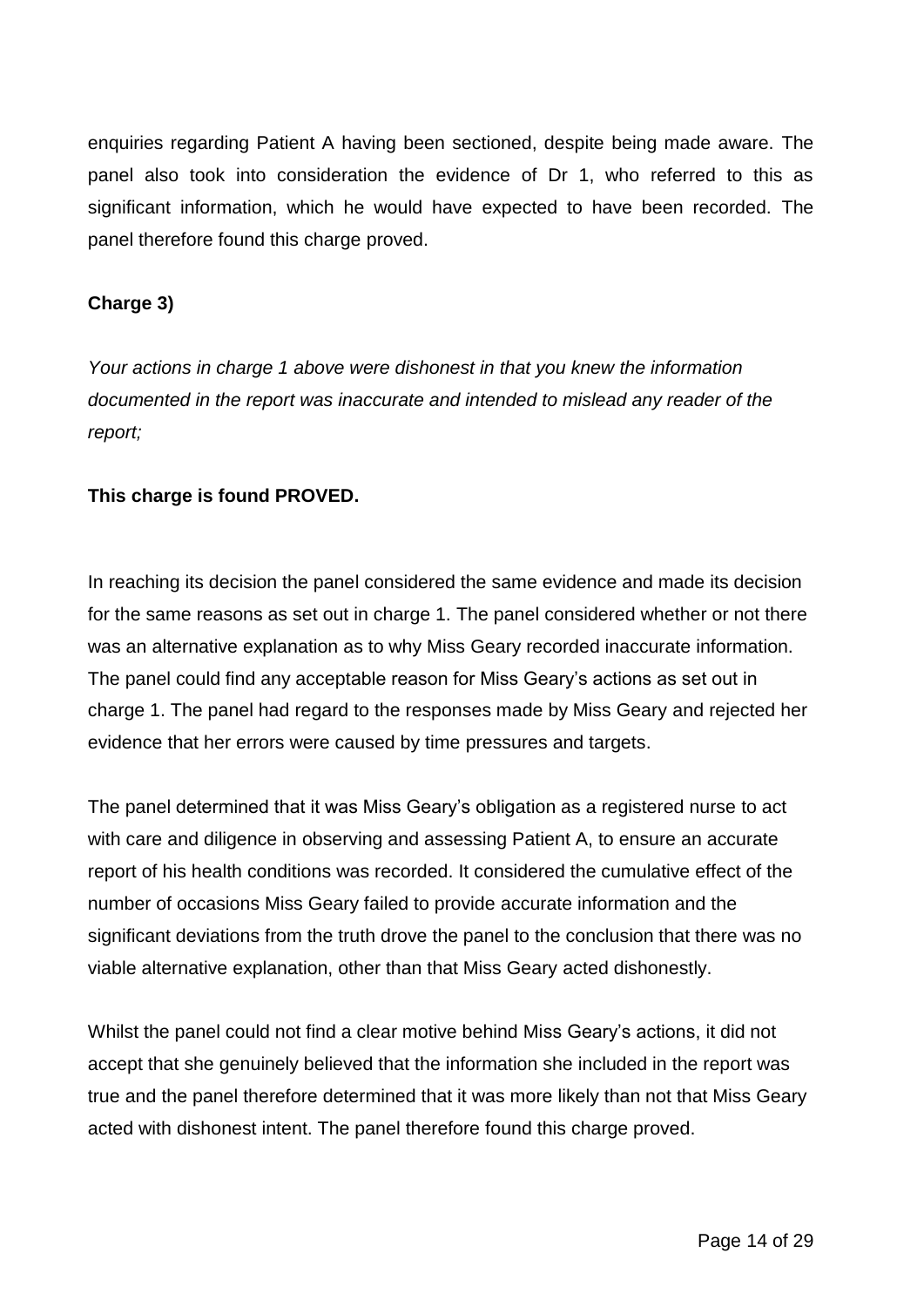enquiries regarding Patient A having been sectioned, despite being made aware. The panel also took into consideration the evidence of Dr 1, who referred to this as significant information, which he would have expected to have been recorded. The panel therefore found this charge proved.

**Charge 3)**

*Your actions in charge 1 above were dishonest in that you knew the information documented in the report was inaccurate and intended to mislead any reader of the report;*

**This charge is found PROVED.**

In reaching its decision the panel considered the same evidence and made its decision for the same reasons as set out in charge 1. The panel considered whether or not there was an alternative explanation as to why Miss Geary recorded inaccurate information. The panel could find any acceptable reason for Miss Geary's actions as set out in charge 1. The panel had regard to the responses made by Miss Geary and rejected her evidence that her errors were caused by time pressures and targets.

The panel determined that it was Miss Geary's obligation as a registered nurse to act with care and diligence in observing and assessing Patient A, to ensure an accurate report of his health conditions was recorded. It considered the cumulative effect of the number of occasions Miss Geary failed to provide accurate information and the significant deviations from the truth drove the panel to the conclusion that there was no viable alternative explanation, other than that Miss Geary acted dishonestly.

Whilst the panel could not find a clear motive behind Miss Geary's actions, it did not accept that she genuinely believed that the information she included in the report was true and the panel therefore determined that it was more likely than not that Miss Geary acted with dishonest intent. The panel therefore found this charge proved.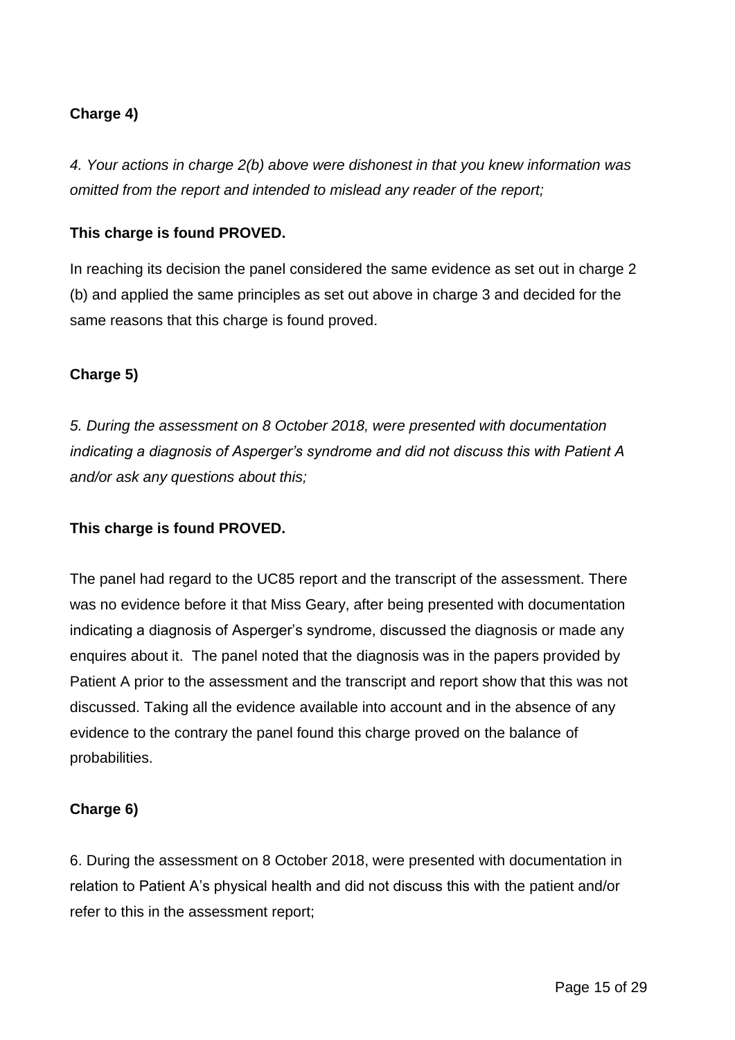**Charge 4)**

*4. Your actions in charge 2(b) above were dishonest in that you knew information was omitted from the report and intended to mislead any reader of the report;*

**This charge is found PROVED.**

In reaching its decision the panel considered the same evidence as set out in charge 2 (b) and applied the same principles as set out above in charge 3 and decided for the same reasons that this charge is found proved.

**Charge 5)**

*5. During the assessment on 8 October 2018, were presented with documentation indicating a diagnosis of Asperger's syndrome and did not discuss this with Patient A and/or ask any questions about this;*

**This charge is found PROVED.**

The panel had regard to the UC85 report and the transcript of the assessment. There was no evidence before it that Miss Geary, after being presented with documentation indicating a diagnosis of Asperger's syndrome, discussed the diagnosis or made any enquires about it. The panel noted that the diagnosis was in the papers provided by Patient A prior to the assessment and the transcript and report show that this was not discussed. Taking all the evidence available into account and in the absence of any evidence to the contrary the panel found this charge proved on the balance of probabilities.

**Charge 6)**

6. During the assessment on 8 October 2018, were presented with documentation in relation to Patient A's physical health and did not discuss this with the patient and/or refer to this in the assessment report;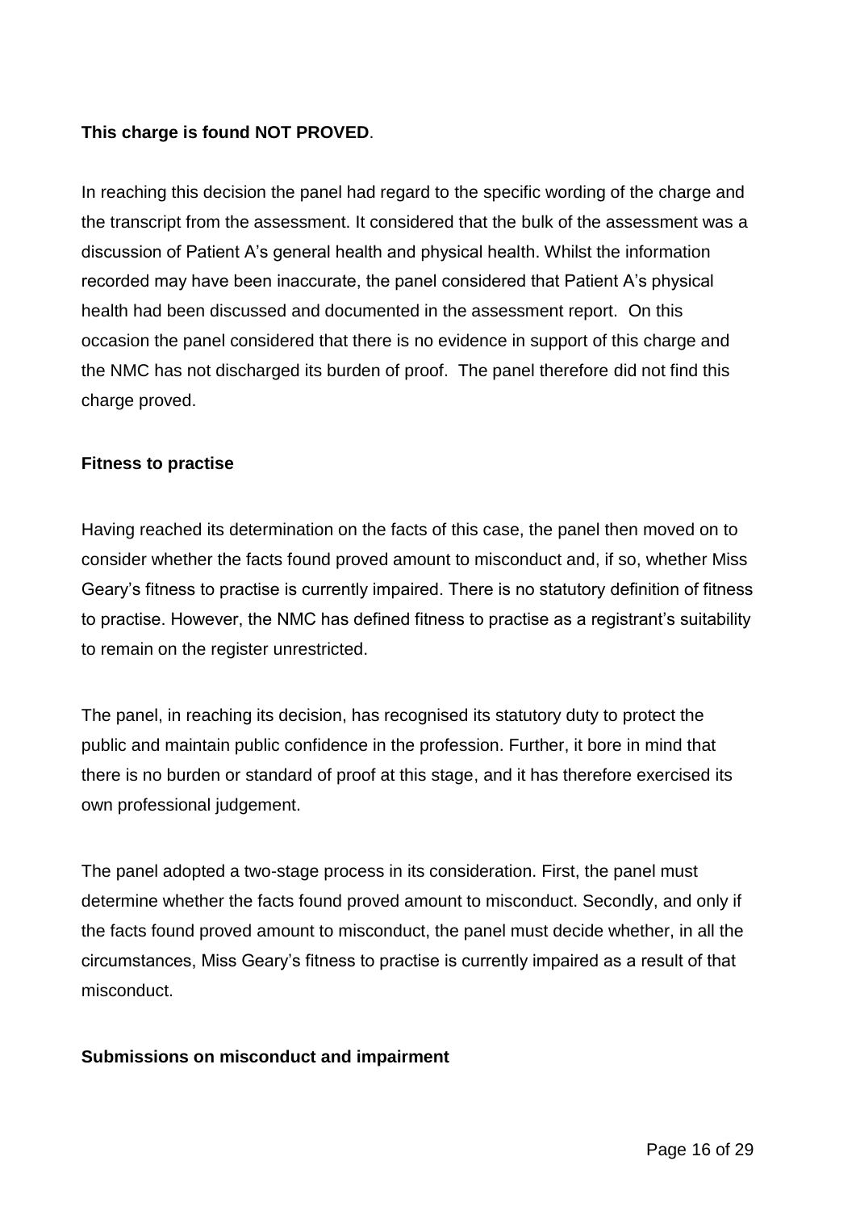**This charge is found NOT PROVED**.

In reaching this decision the panel had regard to the specific wording of the charge and the transcript from the assessment. It considered that the bulk of the assessment was a discussion of Patient A's general health and physical health. Whilst the information recorded may have been inaccurate, the panel considered that Patient A's physical health had been discussed and documented in the assessment report. On this occasion the panel considered that there is no evidence in support of this charge and the NMC has not discharged its burden of proof. The panel therefore did not find this charge proved.

**Fitness to practise**

Having reached its determination on the facts of this case, the panel then moved on to consider whether the facts found proved amount to misconduct and, if so, whether Miss Geary's fitness to practise is currently impaired. There is no statutory definition of fitness to practise. However, the NMC has defined fitness to practise as a registrant's suitability to remain on the register unrestricted.

The panel, in reaching its decision, has recognised its statutory duty to protect the public and maintain public confidence in the profession. Further, it bore in mind that there is no burden or standard of proof at this stage, and it has therefore exercised its own professional judgement.

The panel adopted a two-stage process in its consideration. First, the panel must determine whether the facts found proved amount to misconduct. Secondly, and only if the facts found proved amount to misconduct, the panel must decide whether, in all the circumstances, Miss Geary's fitness to practise is currently impaired as a result of that misconduct.

**Submissions on misconduct and impairment**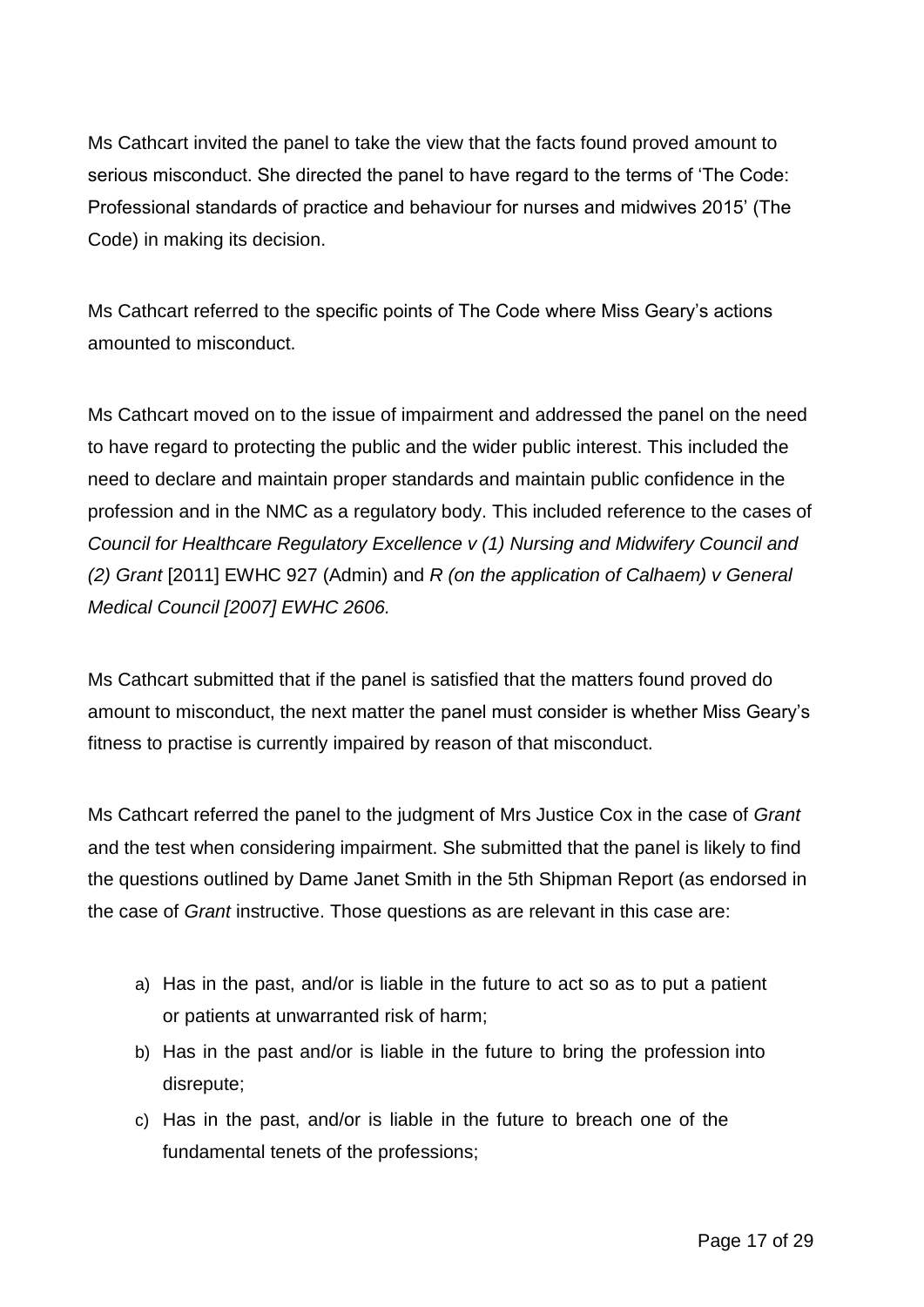Ms Cathcart invited the panel to take the view that the facts found proved amount to serious misconduct. She directed the panel to have regard to the terms of 'The Code: Professional standards of practice and behaviour for nurses and midwives 2015' (The Code) in making its decision.

Ms Cathcart referred to the specific points of The Code where Miss Geary's actions amounted to misconduct.

Ms Cathcart moved on to the issue of impairment and addressed the panel on the need to have regard to protecting the public and the wider public interest. This included the need to declare and maintain proper standards and maintain public confidence in the profession and in the NMC as a regulatory body. This included reference to the cases of *Council for Healthcare Regulatory Excellence v (1) Nursing and Midwifery Council and (2) Grant* [2011] EWHC 927 (Admin) and *R (on the application of Calhaem) v General Medical Council [2007] EWHC 2606.*

Ms Cathcart submitted that if the panel is satisfied that the matters found proved do amount to misconduct, the next matter the panel must consider is whether Miss Geary's fitness to practise is currently impaired by reason of that misconduct.

Ms Cathcart referred the panel to the judgment of Mrs Justice Cox in the case of *Grant* and the test when considering impairment. She submitted that the panel is likely to find the questions outlined by Dame Janet Smith in the 5th Shipman Report (as endorsed in the case of *Grant* instructive. Those questions as are relevant in this case are:

a) Has in the past, and/or is liable in the future to act so as to put a patient or patients at unwarranted risk of harm;
b) Has in the past and/or is liable in the future to bring the profession into disrepute;
c) Has in the past, and/or is liable in the future to breach one of the fundamental tenets of the professions;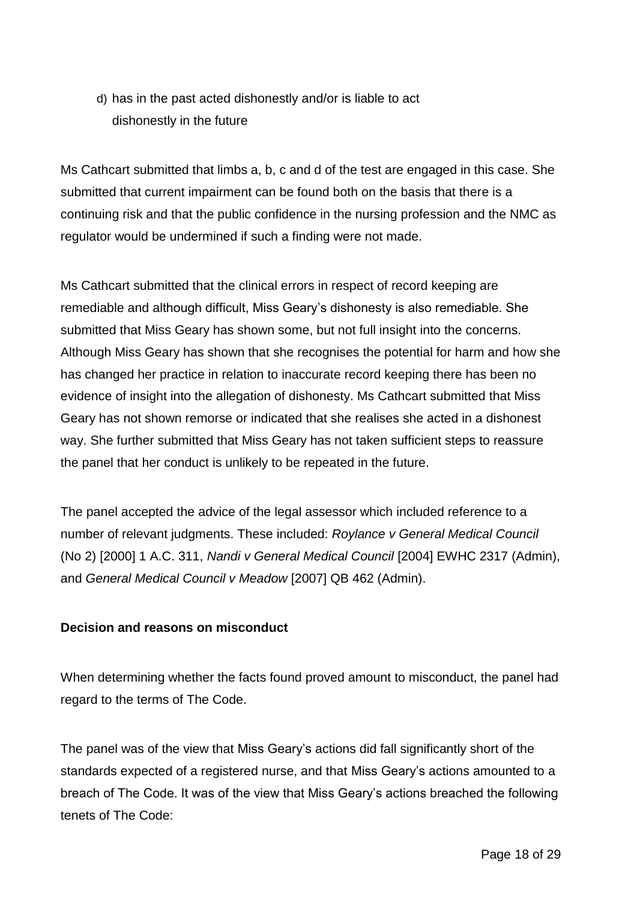d) has in the past acted dishonestly and/or is liable to act dishonestly in the future

Ms Cathcart submitted that limbs a, b, c and d of the test are engaged in this case. She submitted that current impairment can be found both on the basis that there is a continuing risk and that the public confidence in the nursing profession and the NMC as regulator would be undermined if such a finding were not made.

Ms Cathcart submitted that the clinical errors in respect of record keeping are remediable and although difficult, Miss Geary's dishonesty is also remediable. She submitted that Miss Geary has shown some, but not full insight into the concerns. Although Miss Geary has shown that she recognises the potential for harm and how she has changed her practice in relation to inaccurate record keeping there has been no evidence of insight into the allegation of dishonesty. Ms Cathcart submitted that Miss Geary has not shown remorse or indicated that she realises she acted in a dishonest way. She further submitted that Miss Geary has not taken sufficient steps to reassure the panel that her conduct is unlikely to be repeated in the future.

The panel accepted the advice of the legal assessor which included reference to a number of relevant judgments. These included: *Roylance v General Medical Council* (No 2) [2000] 1 A.C. 311, *Nandi v General Medical Council* [2004] EWHC 2317 (Admin), and *General Medical Council v Meadow* [2007] QB 462 (Admin).

**Decision and reasons on misconduct**

When determining whether the facts found proved amount to misconduct, the panel had regard to the terms of The Code.

The panel was of the view that Miss Geary's actions did fall significantly short of the standards expected of a registered nurse, and that Miss Geary's actions amounted to a breach of The Code. It was of the view that Miss Geary's actions breached the following tenets of The Code: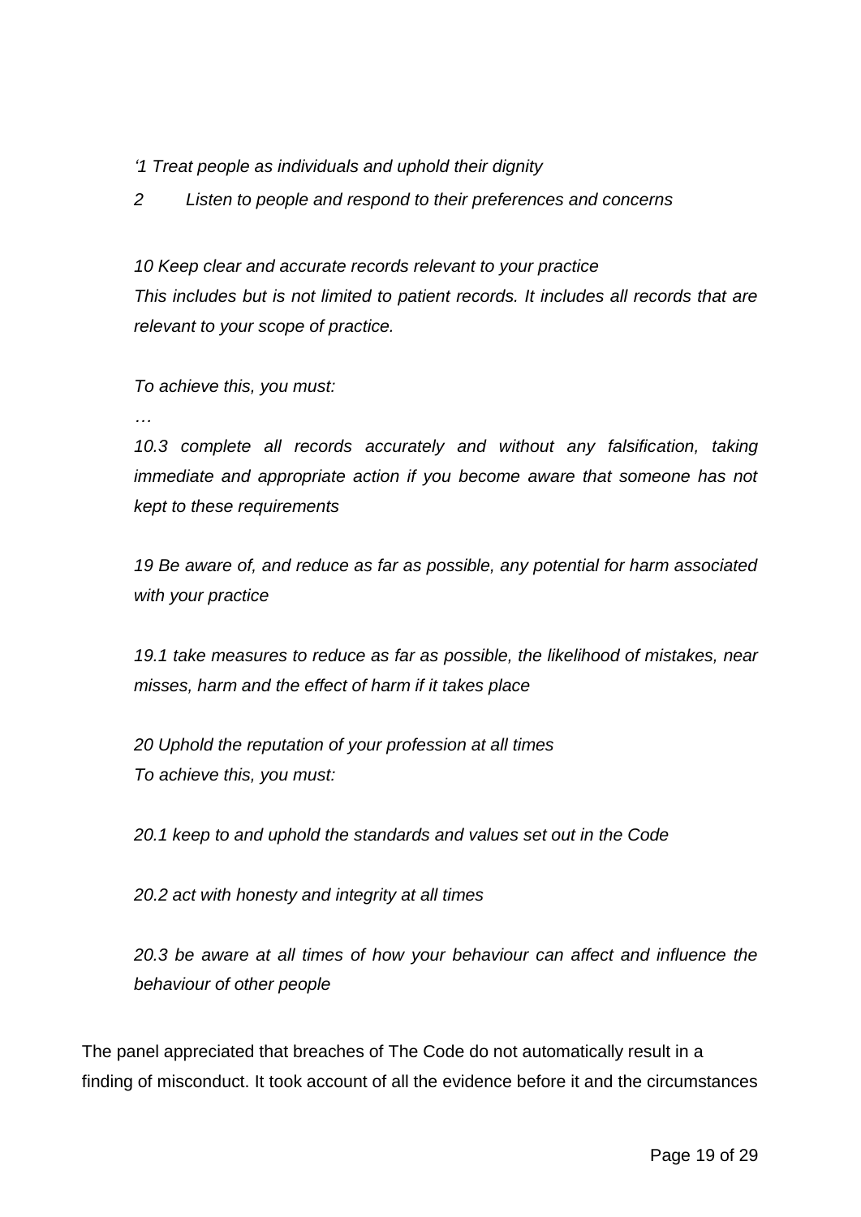*'1 Treat people as individuals and uphold their dignity*

*2 Listen to people and respond to their preferences and concerns*

*10 Keep clear and accurate records relevant to your practice*
*This includes but is not limited to patient records. It includes all records that are relevant to your scope of practice.*

*To achieve this, you must:*

*…*

*10.3 complete all records accurately and without any falsification, taking immediate and appropriate action if you become aware that someone has not kept to these requirements*

*19 Be aware of, and reduce as far as possible, any potential for harm associated with your practice*

*19.1 take measures to reduce as far as possible, the likelihood of mistakes, near misses, harm and the effect of harm if it takes place*

*20 Uphold the reputation of your profession at all times*
*To achieve this, you must:*

*20.1 keep to and uphold the standards and values set out in the Code*

*20.2 act with honesty and integrity at all times*

*20.3 be aware at all times of how your behaviour can affect and influence the behaviour of other people*

The panel appreciated that breaches of The Code do not automatically result in a finding of misconduct. It took account of all the evidence before it and the circumstances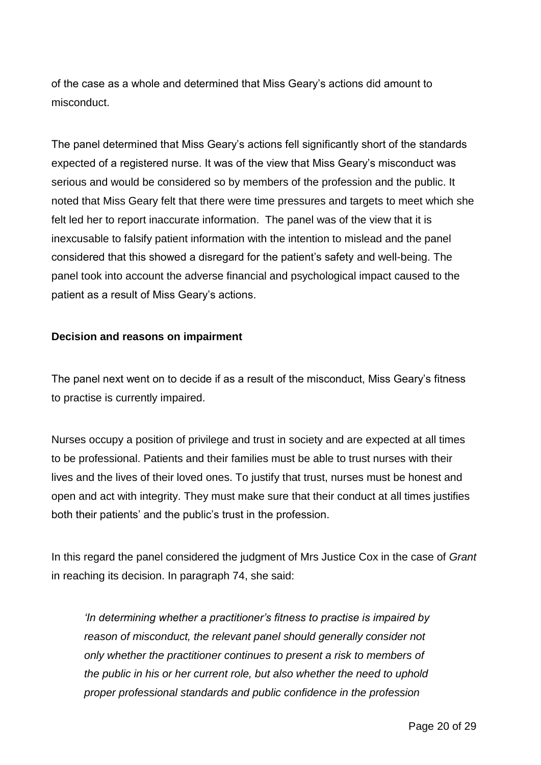of the case as a whole and determined that Miss Geary's actions did amount to misconduct.

The panel determined that Miss Geary's actions fell significantly short of the standards expected of a registered nurse. It was of the view that Miss Geary's misconduct was serious and would be considered so by members of the profession and the public. It noted that Miss Geary felt that there were time pressures and targets to meet which she felt led her to report inaccurate information. The panel was of the view that it is inexcusable to falsify patient information with the intention to mislead and the panel considered that this showed a disregard for the patient's safety and well-being. The panel took into account the adverse financial and psychological impact caused to the patient as a result of Miss Geary's actions.

**Decision and reasons on impairment**

The panel next went on to decide if as a result of the misconduct, Miss Geary's fitness to practise is currently impaired.

Nurses occupy a position of privilege and trust in society and are expected at all times to be professional. Patients and their families must be able to trust nurses with their lives and the lives of their loved ones. To justify that trust, nurses must be honest and open and act with integrity. They must make sure that their conduct at all times justifies both their patients' and the public's trust in the profession.

In this regard the panel considered the judgment of Mrs Justice Cox in the case of *Grant* in reaching its decision. In paragraph 74, she said:

> *'In determining whether a practitioner's fitness to practise is impaired by reason of misconduct, the relevant panel should generally consider not only whether the practitioner continues to present a risk to members of the public in his or her current role, but also whether the need to uphold proper professional standards and public confidence in the profession*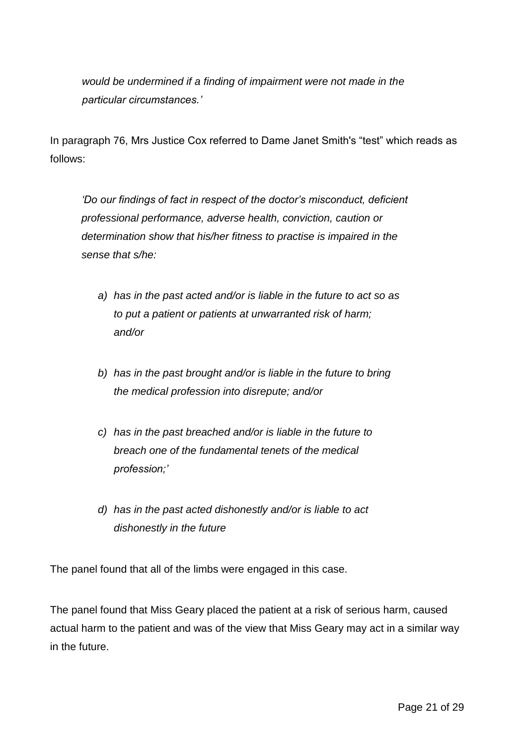> *would be undermined if a finding of impairment were not made in the particular circumstances.'*

In paragraph 76, Mrs Justice Cox referred to Dame Janet Smith's "test" which reads as follows:

> *'Do our findings of fact in respect of the doctor's misconduct, deficient professional performance, adverse health, conviction, caution or determination show that his/her fitness to practise is impaired in the sense that s/he:*
>
> *a) has in the past acted and/or is liable in the future to act so as to put a patient or patients at unwarranted risk of harm; and/or*
>
> *b) has in the past brought and/or is liable in the future to bring the medical profession into disrepute; and/or*
>
> *c) has in the past breached and/or is liable in the future to breach one of the fundamental tenets of the medical profession;'*
>
> *d) has in the past acted dishonestly and/or is liable to act dishonestly in the future*

The panel found that all of the limbs were engaged in this case.

The panel found that Miss Geary placed the patient at a risk of serious harm, caused actual harm to the patient and was of the view that Miss Geary may act in a similar way in the future.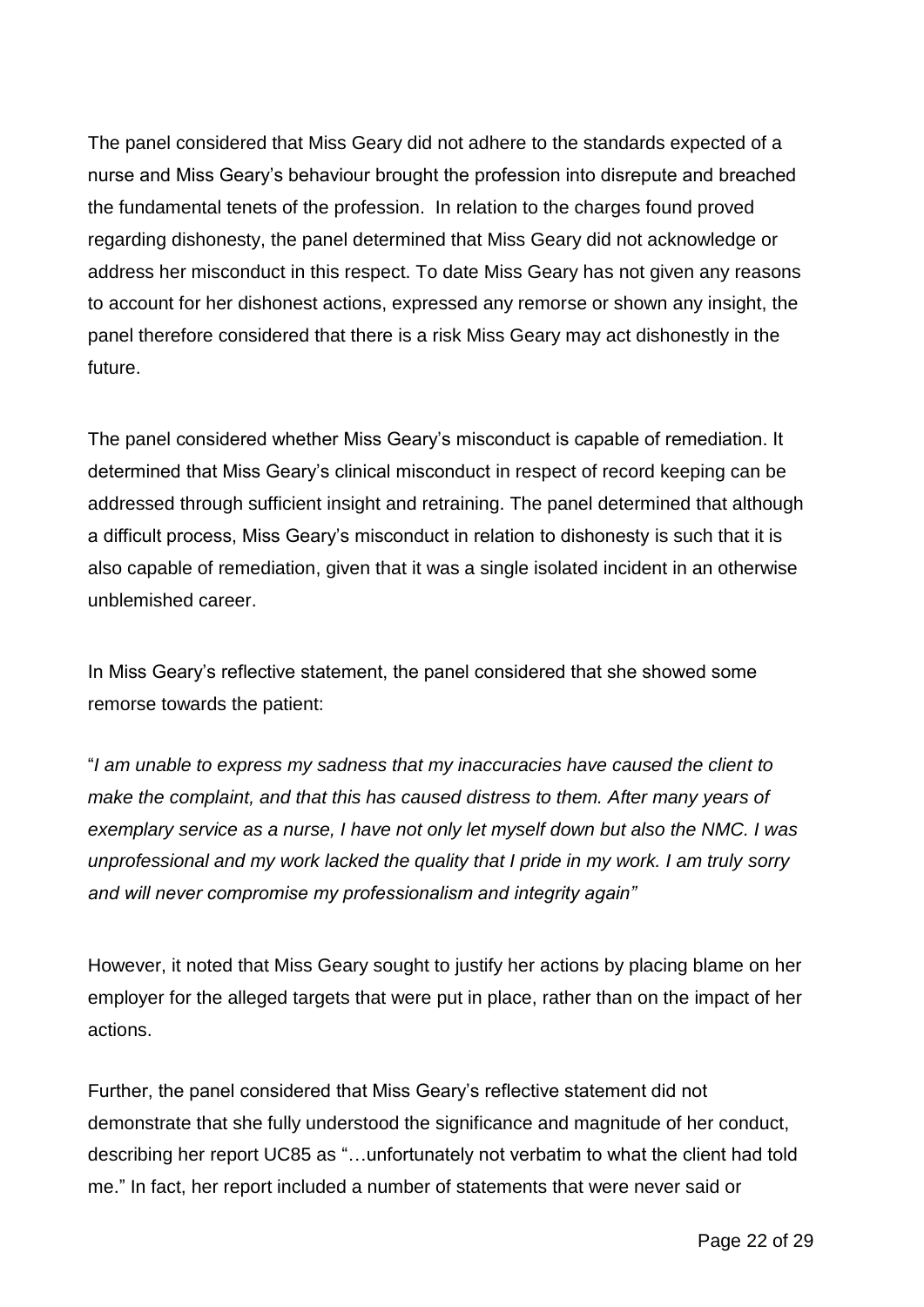The panel considered that Miss Geary did not adhere to the standards expected of a nurse and Miss Geary's behaviour brought the profession into disrepute and breached the fundamental tenets of the profession. In relation to the charges found proved regarding dishonesty, the panel determined that Miss Geary did not acknowledge or address her misconduct in this respect. To date Miss Geary has not given any reasons to account for her dishonest actions, expressed any remorse or shown any insight, the panel therefore considered that there is a risk Miss Geary may act dishonestly in the future.

The panel considered whether Miss Geary's misconduct is capable of remediation. It determined that Miss Geary's clinical misconduct in respect of record keeping can be addressed through sufficient insight and retraining. The panel determined that although a difficult process, Miss Geary's misconduct in relation to dishonesty is such that it is also capable of remediation, given that it was a single isolated incident in an otherwise unblemished career.

In Miss Geary's reflective statement, the panel considered that she showed some remorse towards the patient:

"*I am unable to express my sadness that my inaccuracies have caused the client to make the complaint, and that this has caused distress to them. After many years of exemplary service as a nurse, I have not only let myself down but also the NMC. I was unprofessional and my work lacked the quality that I pride in my work. I am truly sorry and will never compromise my professionalism and integrity again"*

However, it noted that Miss Geary sought to justify her actions by placing blame on her employer for the alleged targets that were put in place, rather than on the impact of her actions.

Further, the panel considered that Miss Geary's reflective statement did not demonstrate that she fully understood the significance and magnitude of her conduct, describing her report UC85 as "…unfortunately not verbatim to what the client had told me." In fact, her report included a number of statements that were never said or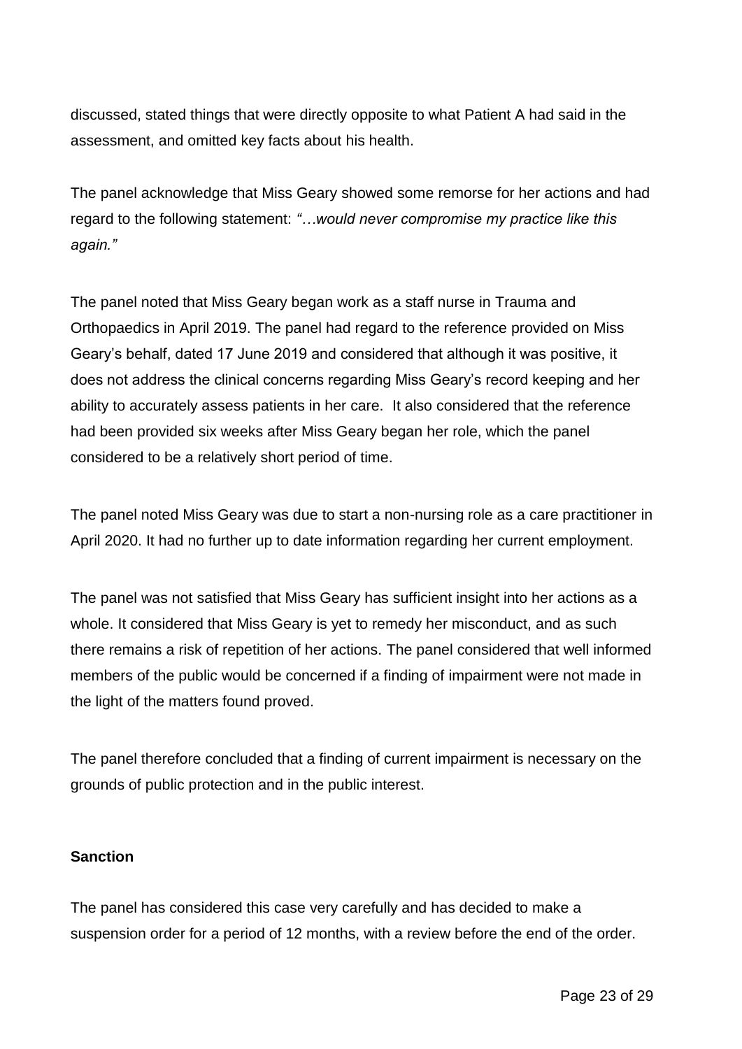discussed, stated things that were directly opposite to what Patient A had said in the assessment, and omitted key facts about his health.

The panel acknowledge that Miss Geary showed some remorse for her actions and had regard to the following statement: *"…would never compromise my practice like this again."*

The panel noted that Miss Geary began work as a staff nurse in Trauma and Orthopaedics in April 2019. The panel had regard to the reference provided on Miss Geary's behalf, dated 17 June 2019 and considered that although it was positive, it does not address the clinical concerns regarding Miss Geary's record keeping and her ability to accurately assess patients in her care. It also considered that the reference had been provided six weeks after Miss Geary began her role, which the panel considered to be a relatively short period of time.

The panel noted Miss Geary was due to start a non-nursing role as a care practitioner in April 2020. It had no further up to date information regarding her current employment.

The panel was not satisfied that Miss Geary has sufficient insight into her actions as a whole. It considered that Miss Geary is yet to remedy her misconduct, and as such there remains a risk of repetition of her actions. The panel considered that well informed members of the public would be concerned if a finding of impairment were not made in the light of the matters found proved.

The panel therefore concluded that a finding of current impairment is necessary on the grounds of public protection and in the public interest.

**Sanction**

The panel has considered this case very carefully and has decided to make a suspension order for a period of 12 months, with a review before the end of the order.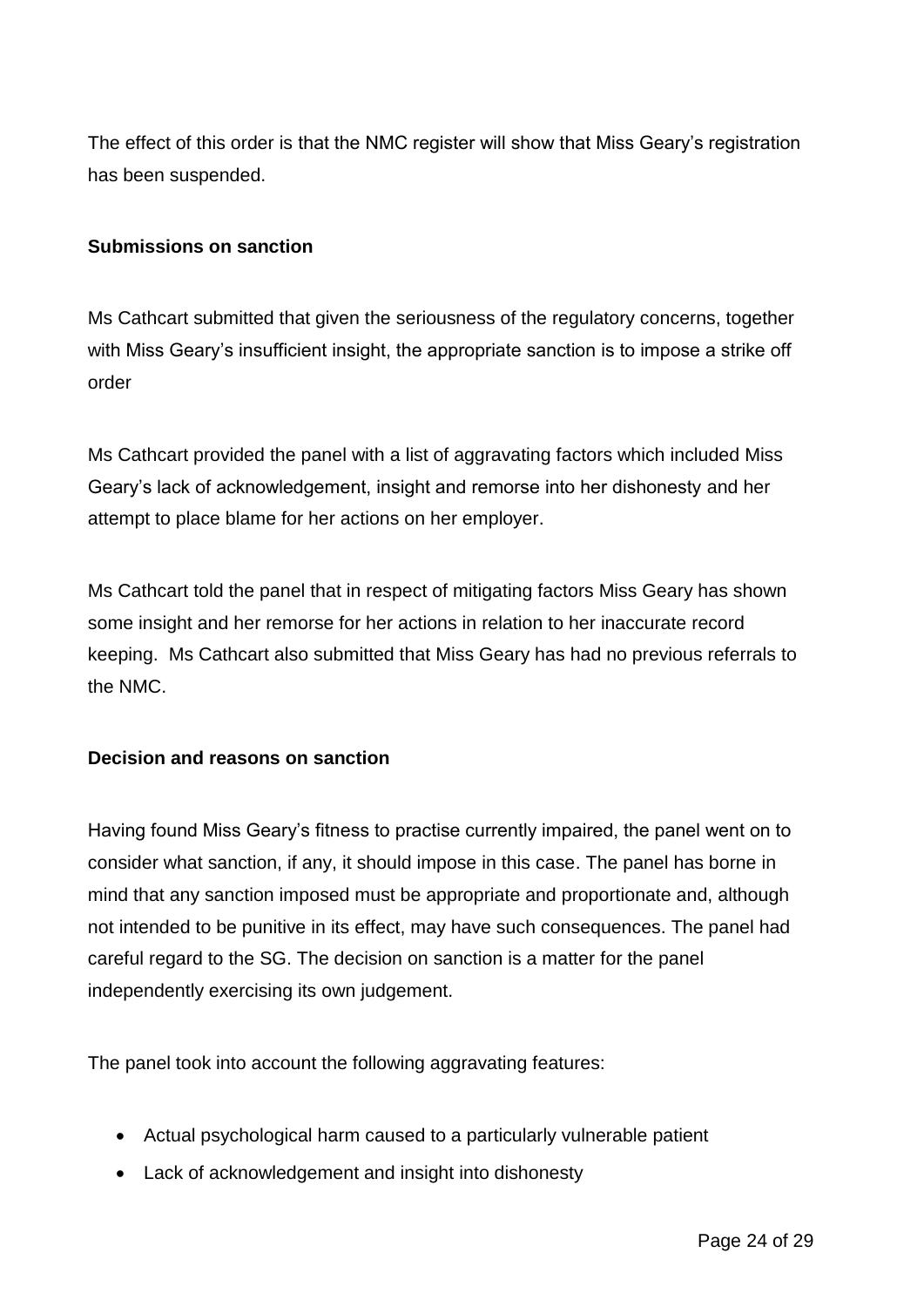The effect of this order is that the NMC register will show that Miss Geary's registration has been suspended.

**Submissions on sanction**

Ms Cathcart submitted that given the seriousness of the regulatory concerns, together with Miss Geary's insufficient insight, the appropriate sanction is to impose a strike off order

Ms Cathcart provided the panel with a list of aggravating factors which included Miss Geary's lack of acknowledgement, insight and remorse into her dishonesty and her attempt to place blame for her actions on her employer.

Ms Cathcart told the panel that in respect of mitigating factors Miss Geary has shown some insight and her remorse for her actions in relation to her inaccurate record keeping. Ms Cathcart also submitted that Miss Geary has had no previous referrals to the NMC.

**Decision and reasons on sanction**

Having found Miss Geary's fitness to practise currently impaired, the panel went on to consider what sanction, if any, it should impose in this case. The panel has borne in mind that any sanction imposed must be appropriate and proportionate and, although not intended to be punitive in its effect, may have such consequences. The panel had careful regard to the SG. The decision on sanction is a matter for the panel independently exercising its own judgement.

The panel took into account the following aggravating features:

- Actual psychological harm caused to a particularly vulnerable patient
- Lack of acknowledgement and insight into dishonesty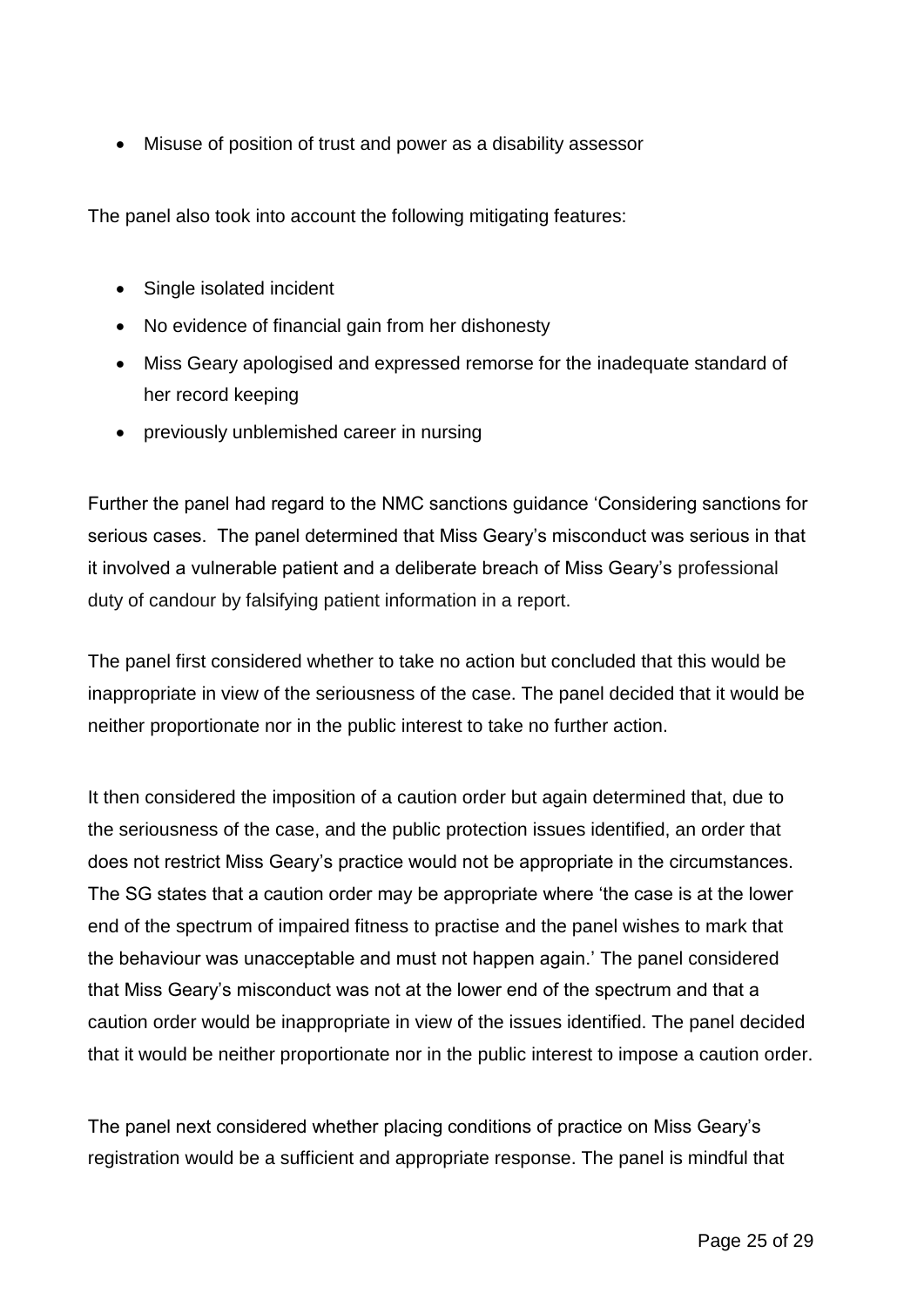- Misuse of position of trust and power as a disability assessor

The panel also took into account the following mitigating features:

- Single isolated incident
- No evidence of financial gain from her dishonesty
- Miss Geary apologised and expressed remorse for the inadequate standard of her record keeping
- previously unblemished career in nursing

Further the panel had regard to the NMC sanctions guidance 'Considering sanctions for serious cases. The panel determined that Miss Geary's misconduct was serious in that it involved a vulnerable patient and a deliberate breach of Miss Geary's professional duty of candour by falsifying patient information in a report.

The panel first considered whether to take no action but concluded that this would be inappropriate in view of the seriousness of the case. The panel decided that it would be neither proportionate nor in the public interest to take no further action.

It then considered the imposition of a caution order but again determined that, due to the seriousness of the case, and the public protection issues identified, an order that does not restrict Miss Geary's practice would not be appropriate in the circumstances. The SG states that a caution order may be appropriate where 'the case is at the lower end of the spectrum of impaired fitness to practise and the panel wishes to mark that the behaviour was unacceptable and must not happen again.' The panel considered that Miss Geary's misconduct was not at the lower end of the spectrum and that a caution order would be inappropriate in view of the issues identified. The panel decided that it would be neither proportionate nor in the public interest to impose a caution order.

The panel next considered whether placing conditions of practice on Miss Geary's registration would be a sufficient and appropriate response. The panel is mindful that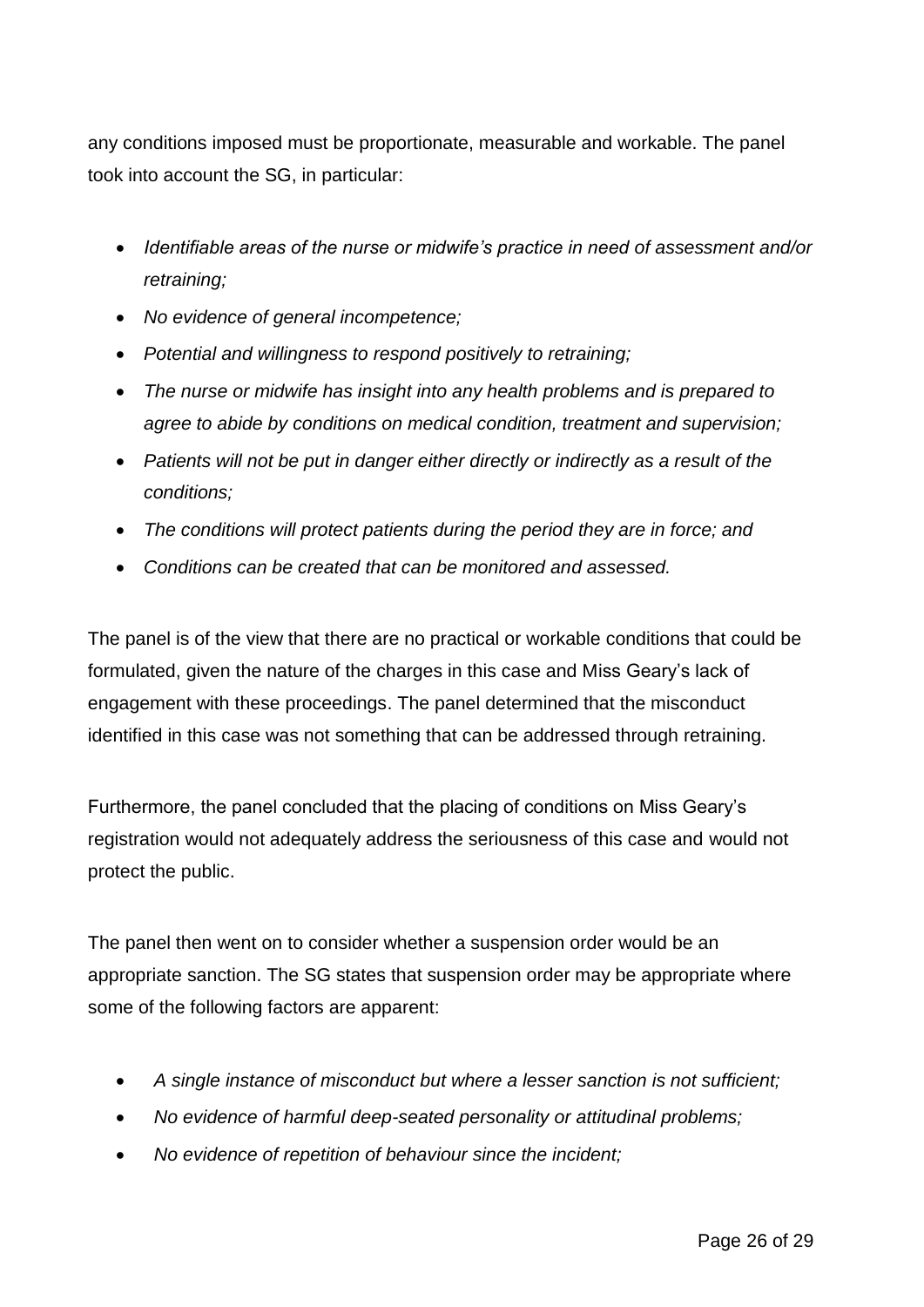any conditions imposed must be proportionate, measurable and workable. The panel took into account the SG, in particular:

- *Identifiable areas of the nurse or midwife's practice in need of assessment and/or retraining;*
- *No evidence of general incompetence;*
- *Potential and willingness to respond positively to retraining;*
- *The nurse or midwife has insight into any health problems and is prepared to agree to abide by conditions on medical condition, treatment and supervision;*
- *Patients will not be put in danger either directly or indirectly as a result of the conditions;*
- *The conditions will protect patients during the period they are in force; and*
- *Conditions can be created that can be monitored and assessed.*

The panel is of the view that there are no practical or workable conditions that could be formulated, given the nature of the charges in this case and Miss Geary's lack of engagement with these proceedings. The panel determined that the misconduct identified in this case was not something that can be addressed through retraining.

Furthermore, the panel concluded that the placing of conditions on Miss Geary's registration would not adequately address the seriousness of this case and would not protect the public.

The panel then went on to consider whether a suspension order would be an appropriate sanction. The SG states that suspension order may be appropriate where some of the following factors are apparent:

- *A single instance of misconduct but where a lesser sanction is not sufficient;*
- *No evidence of harmful deep-seated personality or attitudinal problems;*
- *No evidence of repetition of behaviour since the incident;*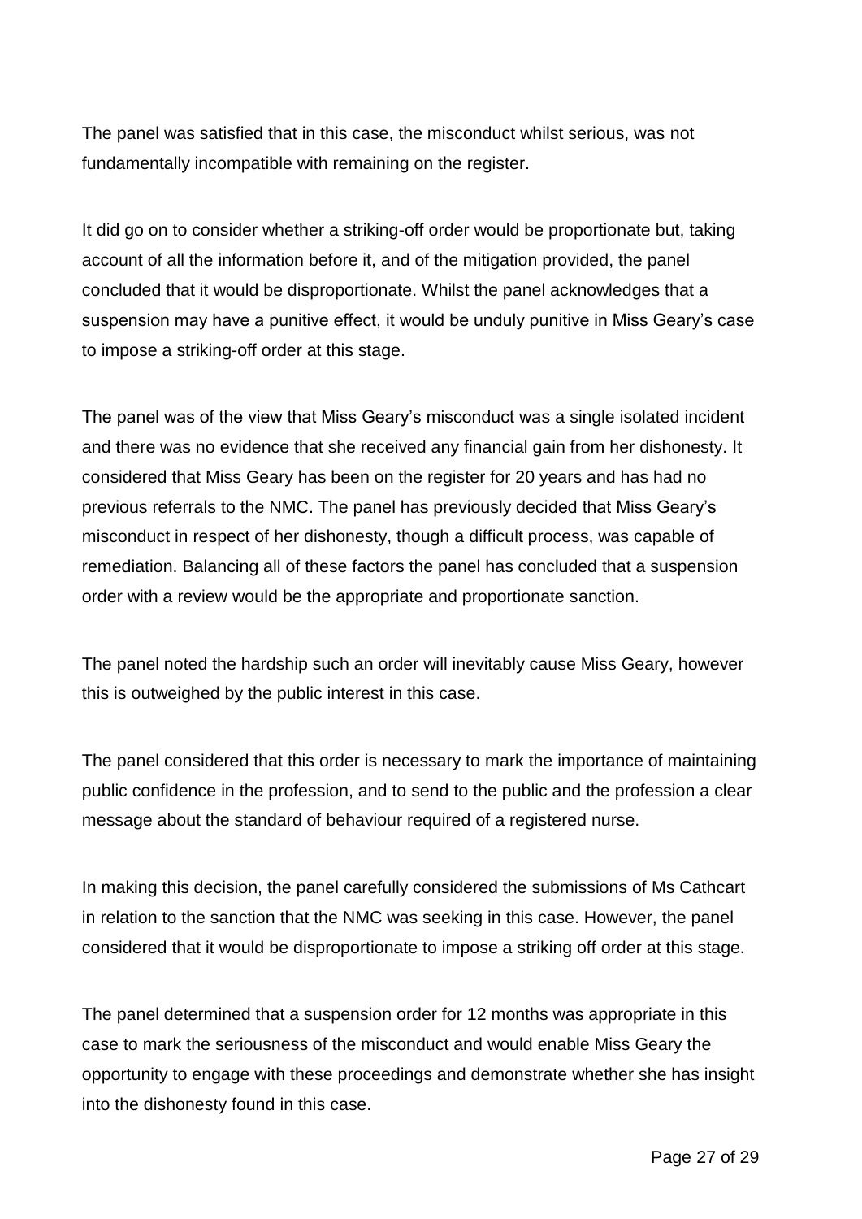The panel was satisfied that in this case, the misconduct whilst serious, was not fundamentally incompatible with remaining on the register.

It did go on to consider whether a striking-off order would be proportionate but, taking account of all the information before it, and of the mitigation provided, the panel concluded that it would be disproportionate. Whilst the panel acknowledges that a suspension may have a punitive effect, it would be unduly punitive in Miss Geary's case to impose a striking-off order at this stage.

The panel was of the view that Miss Geary's misconduct was a single isolated incident and there was no evidence that she received any financial gain from her dishonesty. It considered that Miss Geary has been on the register for 20 years and has had no previous referrals to the NMC. The panel has previously decided that Miss Geary's misconduct in respect of her dishonesty, though a difficult process, was capable of remediation. Balancing all of these factors the panel has concluded that a suspension order with a review would be the appropriate and proportionate sanction.

The panel noted the hardship such an order will inevitably cause Miss Geary, however this is outweighed by the public interest in this case.

The panel considered that this order is necessary to mark the importance of maintaining public confidence in the profession, and to send to the public and the profession a clear message about the standard of behaviour required of a registered nurse.

In making this decision, the panel carefully considered the submissions of Ms Cathcart in relation to the sanction that the NMC was seeking in this case. However, the panel considered that it would be disproportionate to impose a striking off order at this stage.

The panel determined that a suspension order for 12 months was appropriate in this case to mark the seriousness of the misconduct and would enable Miss Geary the opportunity to engage with these proceedings and demonstrate whether she has insight into the dishonesty found in this case.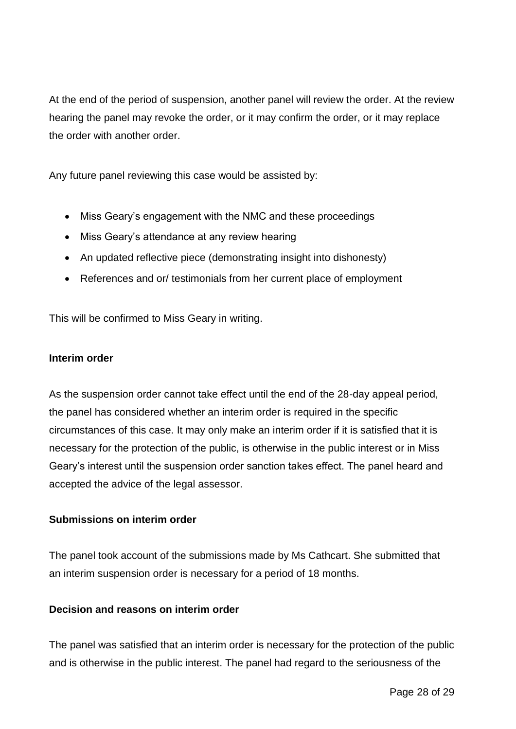At the end of the period of suspension, another panel will review the order. At the review hearing the panel may revoke the order, or it may confirm the order, or it may replace the order with another order.

Any future panel reviewing this case would be assisted by:

- Miss Geary's engagement with the NMC and these proceedings
- Miss Geary's attendance at any review hearing
- An updated reflective piece (demonstrating insight into dishonesty)
- References and or/ testimonials from her current place of employment

This will be confirmed to Miss Geary in writing.

**Interim order**

As the suspension order cannot take effect until the end of the 28-day appeal period, the panel has considered whether an interim order is required in the specific circumstances of this case. It may only make an interim order if it is satisfied that it is necessary for the protection of the public, is otherwise in the public interest or in Miss Geary's interest until the suspension order sanction takes effect. The panel heard and accepted the advice of the legal assessor.

**Submissions on interim order**

The panel took account of the submissions made by Ms Cathcart. She submitted that an interim suspension order is necessary for a period of 18 months.

**Decision and reasons on interim order**

The panel was satisfied that an interim order is necessary for the protection of the public and is otherwise in the public interest. The panel had regard to the seriousness of the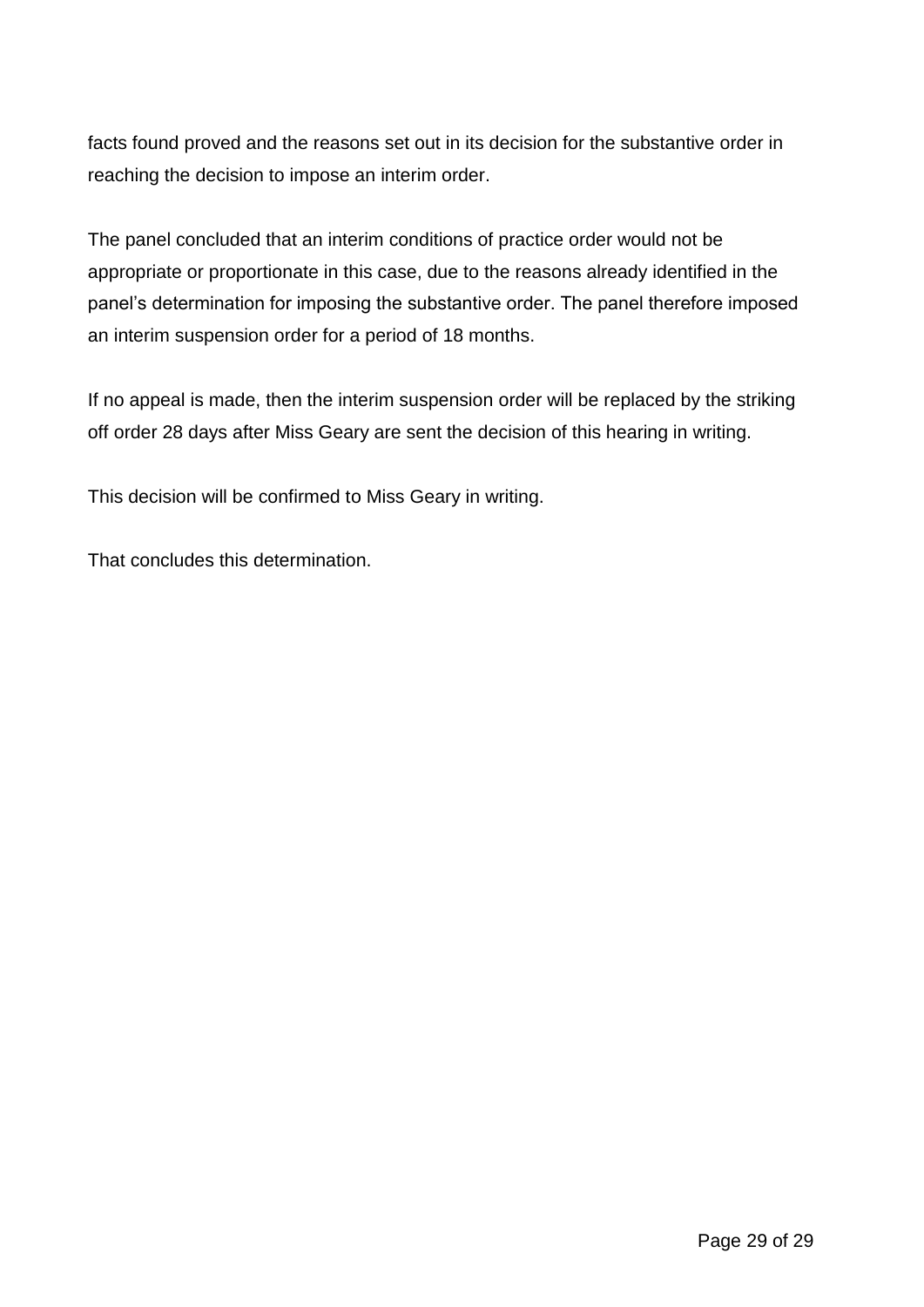facts found proved and the reasons set out in its decision for the substantive order in reaching the decision to impose an interim order.

The panel concluded that an interim conditions of practice order would not be appropriate or proportionate in this case, due to the reasons already identified in the panel's determination for imposing the substantive order. The panel therefore imposed an interim suspension order for a period of 18 months.

If no appeal is made, then the interim suspension order will be replaced by the striking off order 28 days after Miss Geary are sent the decision of this hearing in writing.

This decision will be confirmed to Miss Geary in writing.

That concludes this determination.